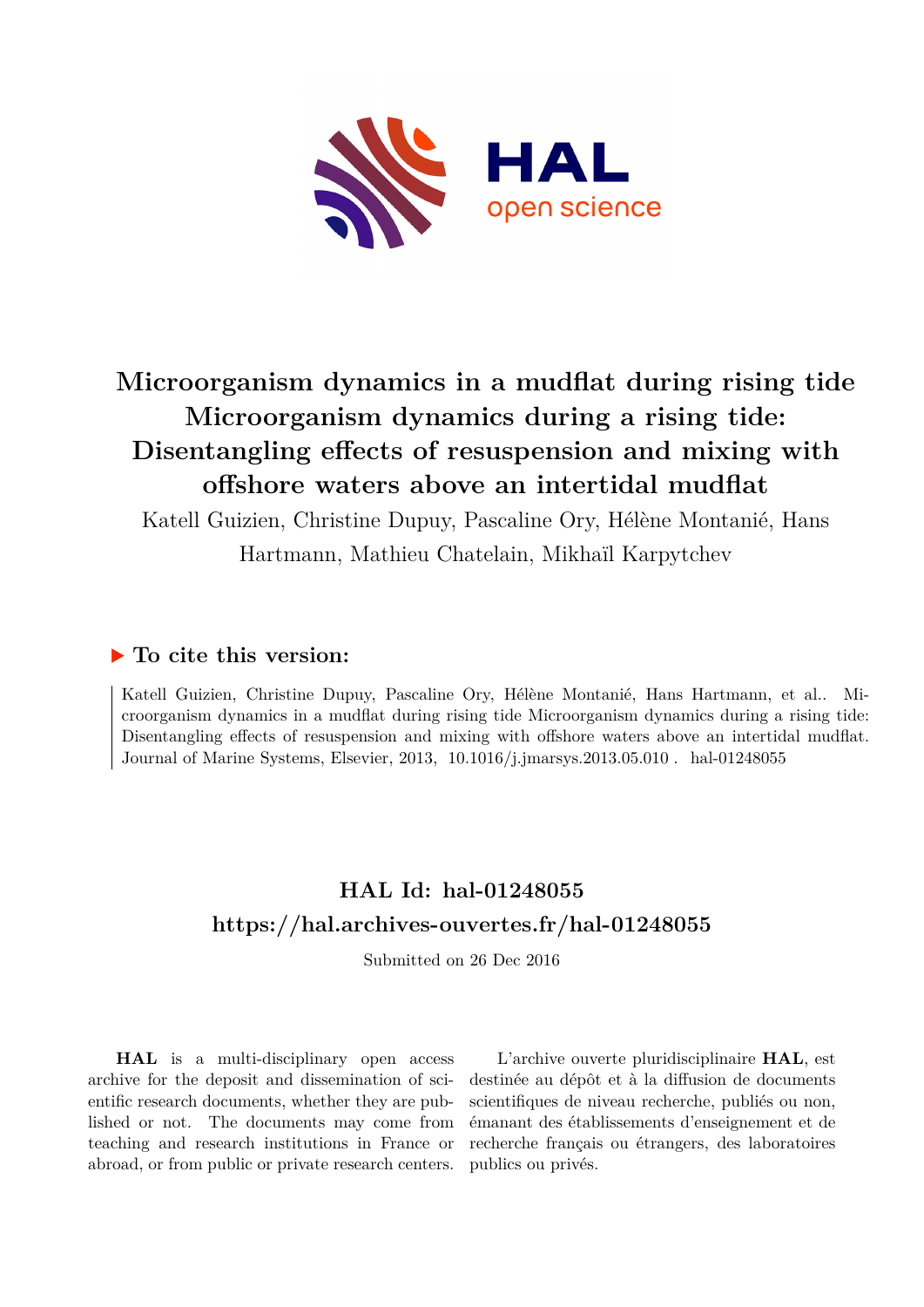# Microorganism dynamics in a mudflat during rising tide Microorganism dynamics during a rising tide: Disentangling effects of resuspension and mixing with offshore waters above an intertidal mudflat

Katell Guizien, Christine Dupuy, Pascaline Ory, Hélène Montanié, Hans Hartmann, Mathieu Chatelain, Mikhaïl Karpytchev

## ▶ To cite this version:

Katell Guizien, Christine Dupuy, Pascaline Ory, Hélène Montanié, Hans Hartmann, et al.. Microorganism dynamics in a mudflat during rising tide Microorganism dynamics during a rising tide: Disentangling effects of resuspension and mixing with offshore waters above an intertidal mudflat. Journal of Marine Systems, Elsevier, 2013, 10.1016/j.jmarsys.2013.05.010 . hal-01248055

## HAL Id: hal-01248055

## https://hal.archives-ouvertes.fr/hal-01248055

Submitted on 26 Dec 2016

**HAL** is a multi-disciplinary open access archive for the deposit and dissemination of scientific research documents, whether they are published or not. The documents may come from teaching and research institutions in France or abroad, or from public or private research centers.

L'archive ouverte pluridisciplinaire **HAL**, est destinée au dépôt et à la diffusion de documents scientifiques de niveau recherche, publiés ou non, émanant des établissements d'enseignement et de recherche français ou étrangers, des laboratoires publics ou privés.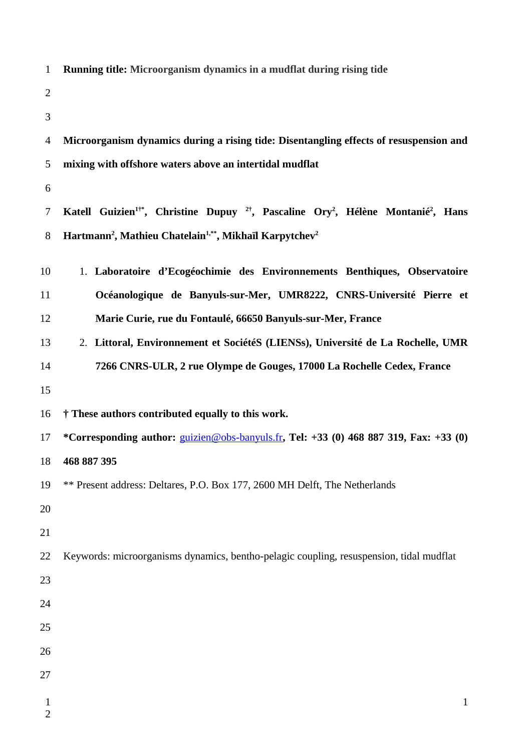**Running title:** Microorganism dynamics in a mudflat during rising tide

# Microorganism dynamics during a rising tide: Disentangling effects of resuspension and mixing with offshore waters above an intertidal mudflat

**Katell Guizien[1†*], Christine Dupuy [2†], Pascaline Ory[2], Hélène Montanié[2], Hans Hartmann[2], Mathieu Chatelain[1,**], Mikhaïl Karpytchev[2]**

1. **Laboratoire d'Ecogéochimie des Environnements Benthiques, Observatoire Océanologique de Banyuls-sur-Mer, UMR8222, CNRS-Université Pierre et Marie Curie, rue du Fontaulé, 66650 Banyuls-sur-Mer, France**
2. **Littoral, Environnement et SociétéS (LIENSs), Université de La Rochelle, UMR 7266 CNRS-ULR, 2 rue Olympe de Gouges, 17000 La Rochelle Cedex, France**

**† These authors contributed equally to this work.**

**\*Corresponding author:** guizien@obs-banyuls.fr**, Tel: +33 (0) 468 887 319, Fax: +33 (0) 468 887 395**

** Present address: Deltares, P.O. Box 177, 2600 MH Delft, The Netherlands

Keywords: microorganisms dynamics, bentho-pelagic coupling, resuspension, tidal mudflat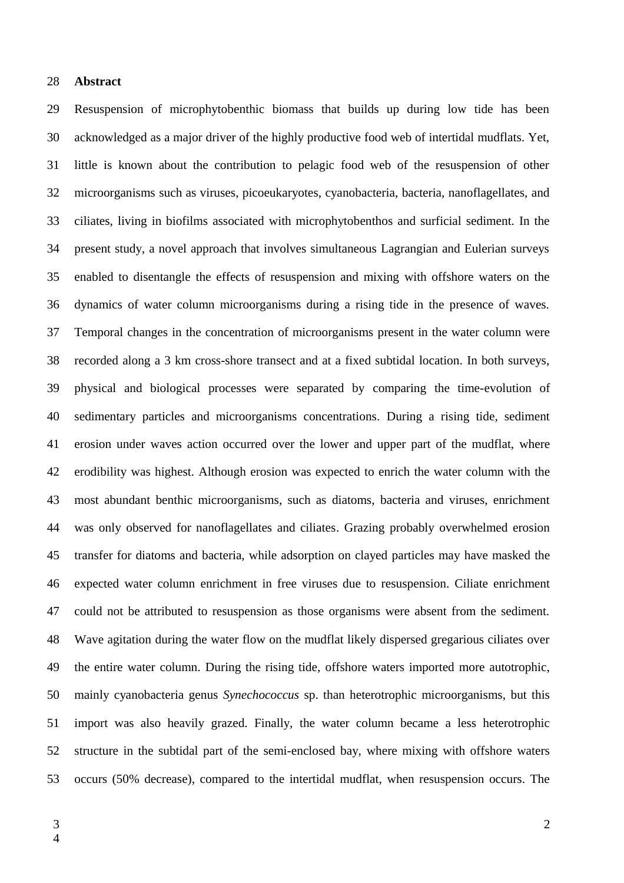## Abstract

Resuspension of microphytobenthic biomass that builds up during low tide has been acknowledged as a major driver of the highly productive food web of intertidal mudflats. Yet, little is known about the contribution to pelagic food web of the resuspension of other microorganisms such as viruses, picoeukaryotes, cyanobacteria, bacteria, nanoflagellates, and ciliates, living in biofilms associated with microphytobenthos and surficial sediment. In the present study, a novel approach that involves simultaneous Lagrangian and Eulerian surveys enabled to disentangle the effects of resuspension and mixing with offshore waters on the dynamics of water column microorganisms during a rising tide in the presence of waves. Temporal changes in the concentration of microorganisms present in the water column were recorded along a 3 km cross-shore transect and at a fixed subtidal location. In both surveys, physical and biological processes were separated by comparing the time-evolution of sedimentary particles and microorganisms concentrations. During a rising tide, sediment erosion under waves action occurred over the lower and upper part of the mudflat, where erodibility was highest. Although erosion was expected to enrich the water column with the most abundant benthic microorganisms, such as diatoms, bacteria and viruses, enrichment was only observed for nanoflagellates and ciliates. Grazing probably overwhelmed erosion transfer for diatoms and bacteria, while adsorption on clayed particles may have masked the expected water column enrichment in free viruses due to resuspension. Ciliate enrichment could not be attributed to resuspension as those organisms were absent from the sediment. Wave agitation during the water flow on the mudflat likely dispersed gregarious ciliates over the entire water column. During the rising tide, offshore waters imported more autotrophic, mainly cyanobacteria genus *Synechococcus* sp. than heterotrophic microorganisms, but this import was also heavily grazed. Finally, the water column became a less heterotrophic structure in the subtidal part of the semi-enclosed bay, where mixing with offshore waters occurs (50% decrease), compared to the intertidal mudflat, when resuspension occurs. The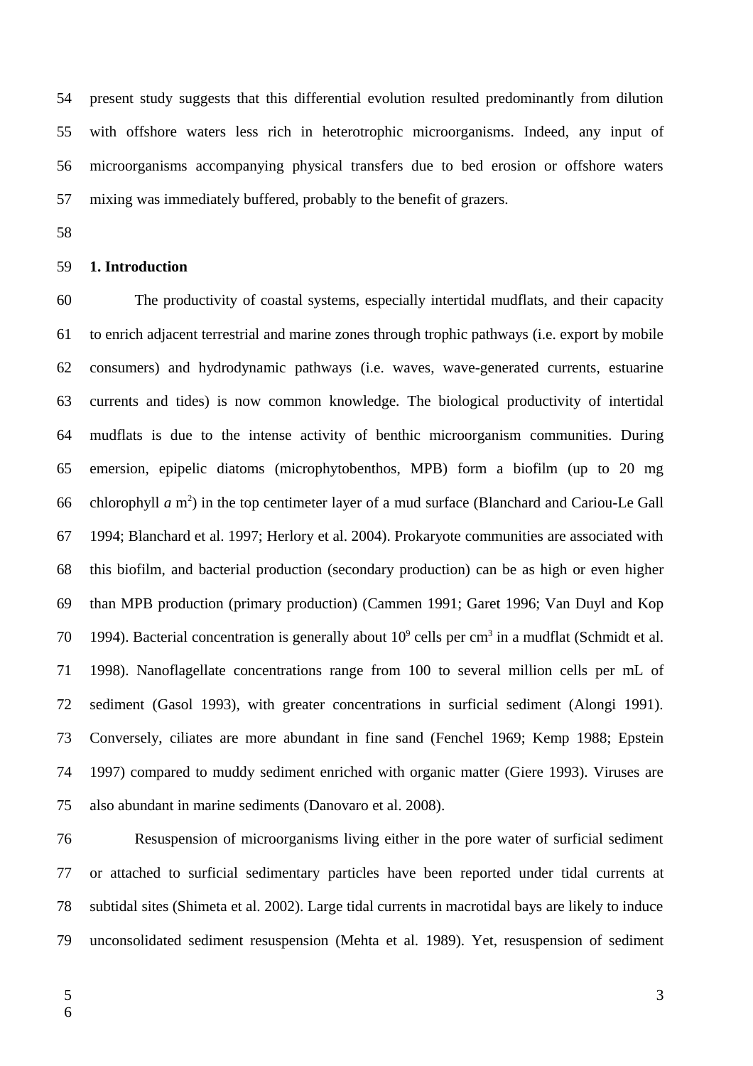present study suggests that this differential evolution resulted predominantly from dilution with offshore waters less rich in heterotrophic microorganisms. Indeed, any input of microorganisms accompanying physical transfers due to bed erosion or offshore waters mixing was immediately buffered, probably to the benefit of grazers.

## 1. Introduction

The productivity of coastal systems, especially intertidal mudflats, and their capacity to enrich adjacent terrestrial and marine zones through trophic pathways (i.e. export by mobile consumers) and hydrodynamic pathways (i.e. waves, wave-generated currents, estuarine currents and tides) is now common knowledge. The biological productivity of intertidal mudflats is due to the intense activity of benthic microorganism communities. During emersion, epipelic diatoms (microphytobenthos, MPB) form a biofilm (up to 20 mg chlorophyll *a* $m^2$) in the top centimeter layer of a mud surface (Blanchard and Cariou-Le Gall 1994; Blanchard et al. 1997; Herlory et al. 2004). Prokaryote communities are associated with this biofilm, and bacterial production (secondary production) can be as high or even higher than MPB production (primary production) (Cammen 1991; Garet 1996; Van Duyl and Kop 1994). Bacterial concentration is generally about $10^9$ cells per $cm^3$ in a mudflat (Schmidt et al. 1998). Nanoflagellate concentrations range from 100 to several million cells per mL of sediment (Gasol 1993), with greater concentrations in surficial sediment (Alongi 1991). Conversely, ciliates are more abundant in fine sand (Fenchel 1969; Kemp 1988; Epstein 1997) compared to muddy sediment enriched with organic matter (Giere 1993). Viruses are also abundant in marine sediments (Danovaro et al. 2008).

Resuspension of microorganisms living either in the pore water of surficial sediment or attached to surficial sedimentary particles have been reported under tidal currents at subtidal sites (Shimeta et al. 2002). Large tidal currents in macrotidal bays are likely to induce unconsolidated sediment resuspension (Mehta et al. 1989). Yet, resuspension of sediment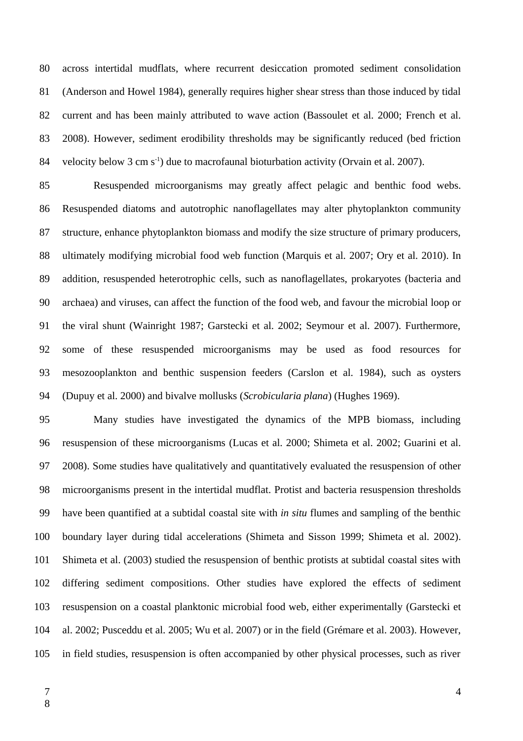across intertidal mudflats, where recurrent desiccation promoted sediment consolidation (Anderson and Howel 1984), generally requires higher shear stress than those induced by tidal current and has been mainly attributed to wave action (Bassoulet et al. 2000; French et al. 2008). However, sediment erodibility thresholds may be significantly reduced (bed friction velocity below 3 cm $s^{-1}$) due to macrofaunal bioturbation activity (Orvain et al. 2007).

Resuspended microorganisms may greatly affect pelagic and benthic food webs. Resuspended diatoms and autotrophic nanoflagellates may alter phytoplankton community structure, enhance phytoplankton biomass and modify the size structure of primary producers, ultimately modifying microbial food web function (Marquis et al. 2007; Ory et al. 2010). In addition, resuspended heterotrophic cells, such as nanoflagellates, prokaryotes (bacteria and archaea) and viruses, can affect the function of the food web, and favour the microbial loop or the viral shunt (Wainright 1987; Garstecki et al. 2002; Seymour et al. 2007). Furthermore, some of these resuspended microorganisms may be used as food resources for mesozooplankton and benthic suspension feeders (Carslon et al. 1984), such as oysters (Dupuy et al. 2000) and bivalve mollusks (*Scrobicularia plana*) (Hughes 1969).

Many studies have investigated the dynamics of the MPB biomass, including resuspension of these microorganisms (Lucas et al. 2000; Shimeta et al. 2002; Guarini et al. 2008). Some studies have qualitatively and quantitatively evaluated the resuspension of other microorganisms present in the intertidal mudflat. Protist and bacteria resuspension thresholds have been quantified at a subtidal coastal site with *in situ* flumes and sampling of the benthic boundary layer during tidal accelerations (Shimeta and Sisson 1999; Shimeta et al. 2002). Shimeta et al. (2003) studied the resuspension of benthic protists at subtidal coastal sites with differing sediment compositions. Other studies have explored the effects of sediment resuspension on a coastal planktonic microbial food web, either experimentally (Garstecki et al. 2002; Pusceddu et al. 2005; Wu et al. 2007) or in the field (Grémare et al. 2003). However, in field studies, resuspension is often accompanied by other physical processes, such as river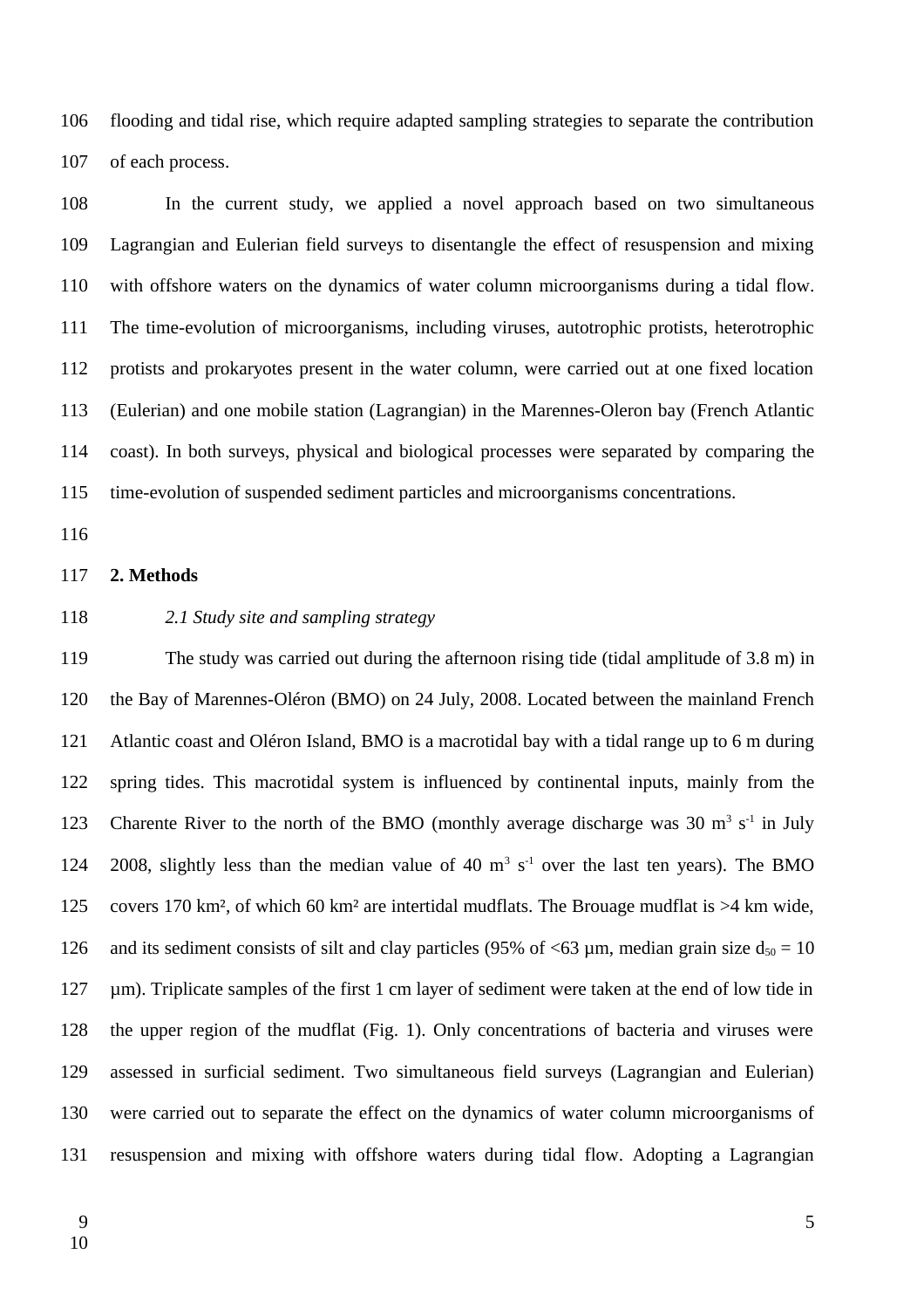flooding and tidal rise, which require adapted sampling strategies to separate the contribution of each process.

In the current study, we applied a novel approach based on two simultaneous Lagrangian and Eulerian field surveys to disentangle the effect of resuspension and mixing with offshore waters on the dynamics of water column microorganisms during a tidal flow. The time-evolution of microorganisms, including viruses, autotrophic protists, heterotrophic protists and prokaryotes present in the water column, were carried out at one fixed location (Eulerian) and one mobile station (Lagrangian) in the Marennes-Oleron bay (French Atlantic coast). In both surveys, physical and biological processes were separated by comparing the time-evolution of suspended sediment particles and microorganisms concentrations.

## 2. Methods

### *2.1 Study site and sampling strategy*

The study was carried out during the afternoon rising tide (tidal amplitude of 3.8 m) in the Bay of Marennes-Oléron (BMO) on 24 July, 2008. Located between the mainland French Atlantic coast and Oléron Island, BMO is a macrotidal bay with a tidal range up to 6 m during spring tides. This macrotidal system is influenced by continental inputs, mainly from the Charente River to the north of the BMO (monthly average discharge was 30 $m^3 s^{-1}$ in July 2008, slightly less than the median value of 40 $m^3 s^{-1}$ over the last ten years). The BMO covers 170 km², of which 60 km² are intertidal mudflats. The Brouage mudflat is >4 km wide, and its sediment consists of silt and clay particles (95% of <63 µm, median grain size $d_{50}$ = 10 µm). Triplicate samples of the first 1 cm layer of sediment were taken at the end of low tide in the upper region of the mudflat (Fig. 1). Only concentrations of bacteria and viruses were assessed in surficial sediment. Two simultaneous field surveys (Lagrangian and Eulerian) were carried out to separate the effect on the dynamics of water column microorganisms of resuspension and mixing with offshore waters during tidal flow. Adopting a Lagrangian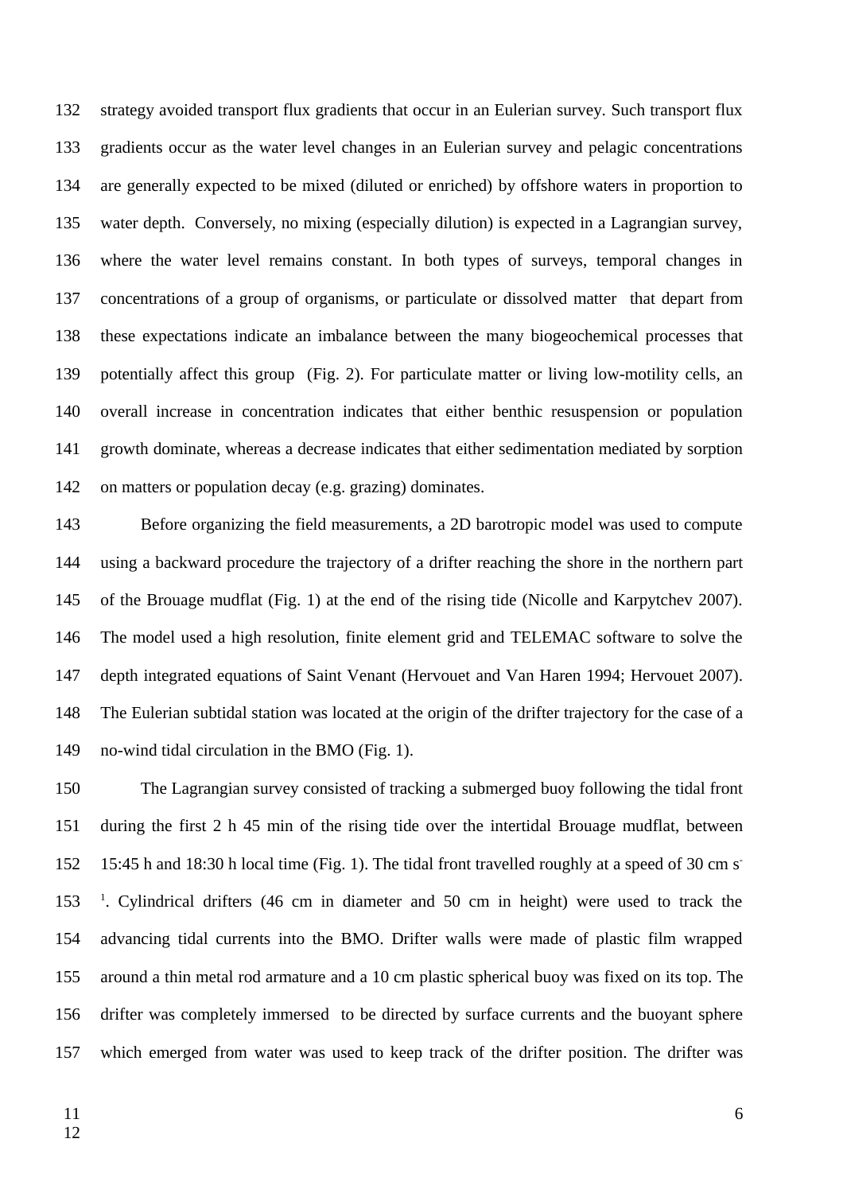strategy avoided transport flux gradients that occur in an Eulerian survey. Such transport flux gradients occur as the water level changes in an Eulerian survey and pelagic concentrations are generally expected to be mixed (diluted or enriched) by offshore waters in proportion to water depth. Conversely, no mixing (especially dilution) is expected in a Lagrangian survey, where the water level remains constant. In both types of surveys, temporal changes in concentrations of a group of organisms, or particulate or dissolved matter that depart from these expectations indicate an imbalance between the many biogeochemical processes that potentially affect this group (Fig. 2). For particulate matter or living low-motility cells, an overall increase in concentration indicates that either benthic resuspension or population growth dominate, whereas a decrease indicates that either sedimentation mediated by sorption on matters or population decay (e.g. grazing) dominates.

Before organizing the field measurements, a 2D barotropic model was used to compute using a backward procedure the trajectory of a drifter reaching the shore in the northern part of the Brouage mudflat (Fig. 1) at the end of the rising tide (Nicolle and Karpytchev 2007). The model used a high resolution, finite element grid and TELEMAC software to solve the depth integrated equations of Saint Venant (Hervouet and Van Haren 1994; Hervouet 2007). The Eulerian subtidal station was located at the origin of the drifter trajectory for the case of a no-wind tidal circulation in the BMO (Fig. 1).

The Lagrangian survey consisted of tracking a submerged buoy following the tidal front during the first 2 h 45 min of the rising tide over the intertidal Brouage mudflat, between 15:45 h and 18:30 h local time (Fig. 1). The tidal front travelled roughly at a speed of 30 cm $s^{-1}$. Cylindrical drifters (46 cm in diameter and 50 cm in height) were used to track the advancing tidal currents into the BMO. Drifter walls were made of plastic film wrapped around a thin metal rod armature and a 10 cm plastic spherical buoy was fixed on its top. The drifter was completely immersed to be directed by surface currents and the buoyant sphere which emerged from water was used to keep track of the drifter position. The drifter was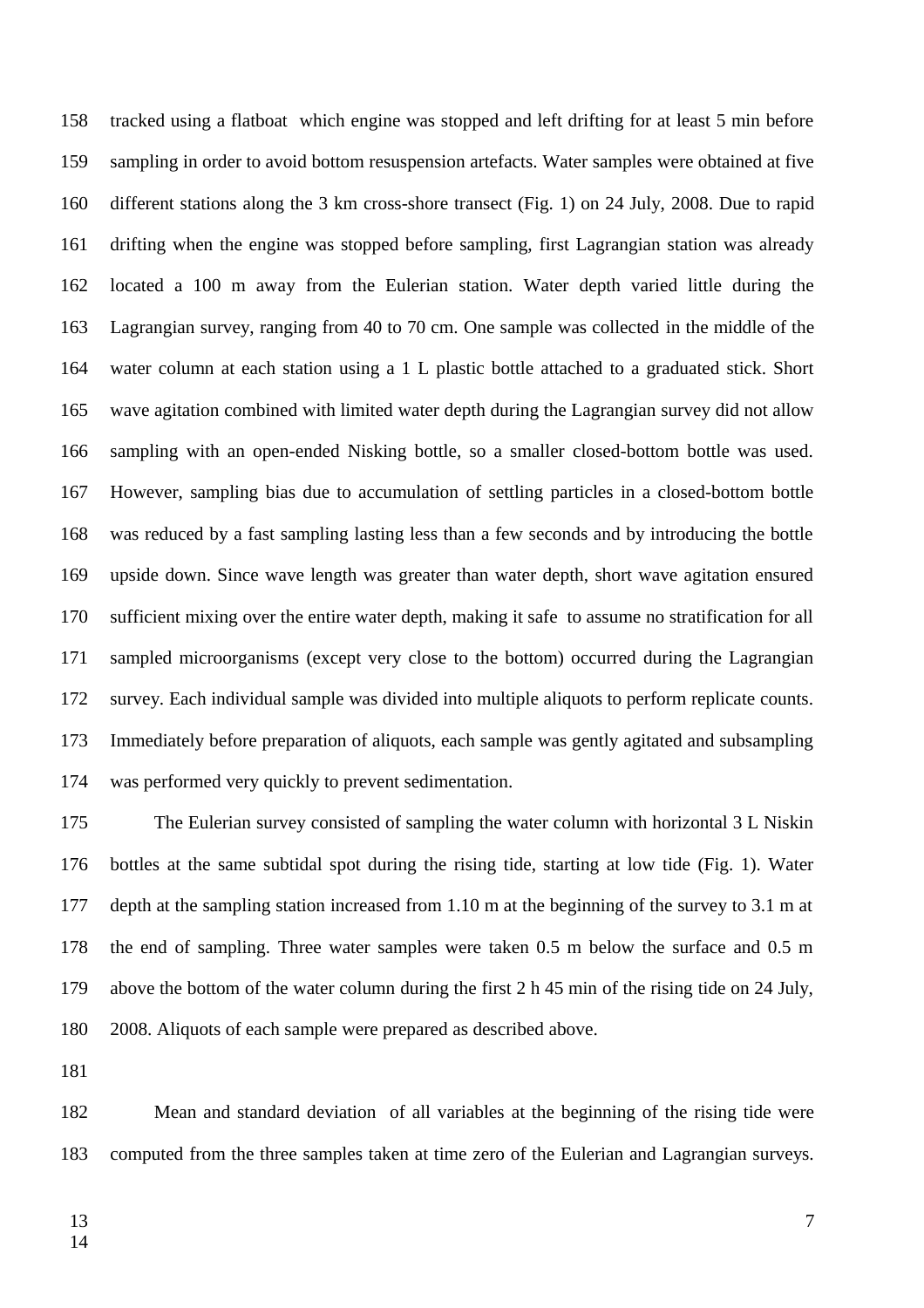tracked using a flatboat which engine was stopped and left drifting for at least 5 min before sampling in order to avoid bottom resuspension artefacts. Water samples were obtained at five different stations along the 3 km cross-shore transect (Fig. 1) on 24 July, 2008. Due to rapid drifting when the engine was stopped before sampling, first Lagrangian station was already located a 100 m away from the Eulerian station. Water depth varied little during the Lagrangian survey, ranging from 40 to 70 cm. One sample was collected in the middle of the water column at each station using a 1 L plastic bottle attached to a graduated stick. Short wave agitation combined with limited water depth during the Lagrangian survey did not allow sampling with an open-ended Nisking bottle, so a smaller closed-bottom bottle was used. However, sampling bias due to accumulation of settling particles in a closed-bottom bottle was reduced by a fast sampling lasting less than a few seconds and by introducing the bottle upside down. Since wave length was greater than water depth, short wave agitation ensured sufficient mixing over the entire water depth, making it safe to assume no stratification for all sampled microorganisms (except very close to the bottom) occurred during the Lagrangian survey. Each individual sample was divided into multiple aliquots to perform replicate counts. Immediately before preparation of aliquots, each sample was gently agitated and subsampling was performed very quickly to prevent sedimentation.

The Eulerian survey consisted of sampling the water column with horizontal 3 L Niskin bottles at the same subtidal spot during the rising tide, starting at low tide (Fig. 1). Water depth at the sampling station increased from 1.10 m at the beginning of the survey to 3.1 m at the end of sampling. Three water samples were taken 0.5 m below the surface and 0.5 m above the bottom of the water column during the first 2 h 45 min of the rising tide on 24 July, 2008. Aliquots of each sample were prepared as described above.

Mean and standard deviation of all variables at the beginning of the rising tide were computed from the three samples taken at time zero of the Eulerian and Lagrangian surveys.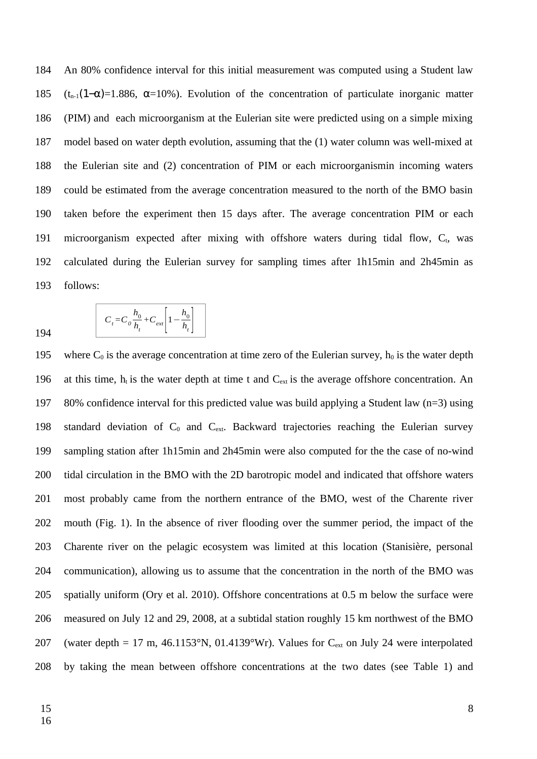An 80% confidence interval for this initial measurement was computed using a Student law ($t_{n-1}(1-\alpha)$=1.886, $\alpha$=10%). Evolution of the concentration of particulate inorganic matter (PIM) and each microorganism at the Eulerian site were predicted using on a simple mixing model based on water depth evolution, assuming that the (1) water column was well-mixed at the Eulerian site and (2) concentration of PIM or each microorganismin incoming waters could be estimated from the average concentration measured to the north of the BMO basin taken before the experiment then 15 days after. The average concentration PIM or each microorganism expected after mixing with offshore waters during tidal flow, $C_t$, was calculated during the Eulerian survey for sampling times after 1h15min and 2h45min as follows:

$$C_t = C_0 \frac{h_0}{h_t} + C_{ext}\left[1 - \frac{h_0}{h_t}\right]$$

where $C_0$ is the average concentration at time zero of the Eulerian survey, $h_0$ is the water depth at this time, $h_t$ is the water depth at time t and $C_{ext}$ is the average offshore concentration. An 80% confidence interval for this predicted value was build applying a Student law (n=3) using standard deviation of $C_0$ and $C_{ext}$. Backward trajectories reaching the Eulerian survey sampling station after 1h15min and 2h45min were also computed for the the case of no-wind tidal circulation in the BMO with the 2D barotropic model and indicated that offshore waters most probably came from the northern entrance of the BMO, west of the Charente river mouth (Fig. 1). In the absence of river flooding over the summer period, the impact of the Charente river on the pelagic ecosystem was limited at this location (Stanisière, personal communication), allowing us to assume that the concentration in the north of the BMO was spatially uniform (Ory et al. 2010). Offshore concentrations at 0.5 m below the surface were measured on July 12 and 29, 2008, at a subtidal station roughly 15 km northwest of the BMO (water depth = 17 m, 46.1153°N, 01.4139°Wr). Values for $C_{ext}$ on July 24 were interpolated by taking the mean between offshore concentrations at the two dates (see Table 1) and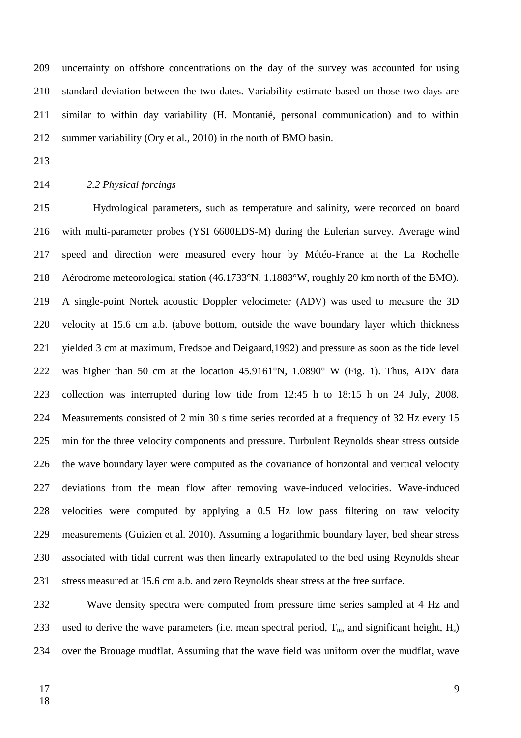uncertainty on offshore concentrations on the day of the survey was accounted for using standard deviation between the two dates. Variability estimate based on those two days are similar to within day variability (H. Montanié, personal communication) and to within summer variability (Ory et al., 2010) in the north of BMO basin.

### *2.2 Physical forcings*

Hydrological parameters, such as temperature and salinity, were recorded on board with multi-parameter probes (YSI 6600EDS-M) during the Eulerian survey. Average wind speed and direction were measured every hour by Météo-France at the La Rochelle Aérodrome meteorological station (46.1733°N, 1.1883°W, roughly 20 km north of the BMO). A single-point Nortek acoustic Doppler velocimeter (ADV) was used to measure the 3D velocity at 15.6 cm a.b. (above bottom, outside the wave boundary layer which thickness yielded 3 cm at maximum, Fredsoe and Deigaard,1992) and pressure as soon as the tide level was higher than 50 cm at the location 45.9161°N, 1.0890° W (Fig. 1). Thus, ADV data collection was interrupted during low tide from 12:45 h to 18:15 h on 24 July, 2008. Measurements consisted of 2 min 30 s time series recorded at a frequency of 32 Hz every 15 min for the three velocity components and pressure. Turbulent Reynolds shear stress outside the wave boundary layer were computed as the covariance of horizontal and vertical velocity deviations from the mean flow after removing wave-induced velocities. Wave-induced velocities were computed by applying a 0.5 Hz low pass filtering on raw velocity measurements (Guizien et al. 2010). Assuming a logarithmic boundary layer, bed shear stress associated with tidal current was then linearly extrapolated to the bed using Reynolds shear stress measured at 15.6 cm a.b. and zero Reynolds shear stress at the free surface.

Wave density spectra were computed from pressure time series sampled at 4 Hz and used to derive the wave parameters (i.e. mean spectral period, $T_m$, and significant height, $H_s$) over the Brouage mudflat. Assuming that the wave field was uniform over the mudflat, wave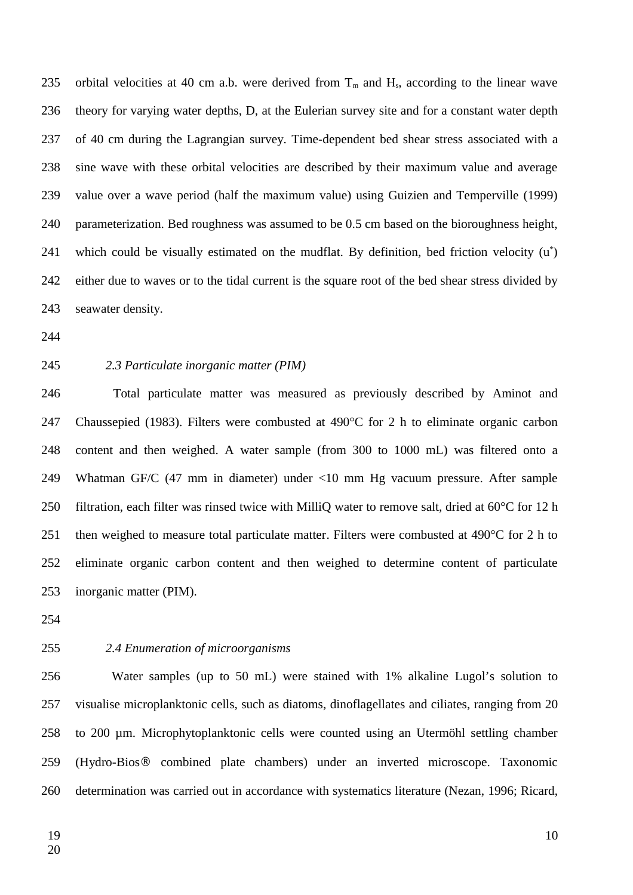orbital velocities at 40 cm a.b. were derived from $T_m$ and $H_s$, according to the linear wave theory for varying water depths, D, at the Eulerian survey site and for a constant water depth of 40 cm during the Lagrangian survey. Time-dependent bed shear stress associated with a sine wave with these orbital velocities are described by their maximum value and average value over a wave period (half the maximum value) using Guizien and Temperville (1999) parameterization. Bed roughness was assumed to be 0.5 cm based on the bioroughness height, which could be visually estimated on the mudflat. By definition, bed friction velocity ($u^*$) either due to waves or to the tidal current is the square root of the bed shear stress divided by seawater density.

### *2.3 Particulate inorganic matter (PIM)*

Total particulate matter was measured as previously described by Aminot and Chaussepied (1983). Filters were combusted at 490°C for 2 h to eliminate organic carbon content and then weighed. A water sample (from 300 to 1000 mL) was filtered onto a Whatman GF/C (47 mm in diameter) under <10 mm Hg vacuum pressure. After sample filtration, each filter was rinsed twice with MilliQ water to remove salt, dried at 60°C for 12 h then weighed to measure total particulate matter. Filters were combusted at 490°C for 2 h to eliminate organic carbon content and then weighed to determine content of particulate inorganic matter (PIM).

### *2.4 Enumeration of microorganisms*

Water samples (up to 50 mL) were stained with 1% alkaline Lugol's solution to visualise microplanktonic cells, such as diatoms, dinoflagellates and ciliates, ranging from 20 to 200 µm. Microphytoplanktonic cells were counted using an Utermöhl settling chamber (Hydro-Bios® combined plate chambers) under an inverted microscope. Taxonomic determination was carried out in accordance with systematics literature (Nezan, 1996; Ricard,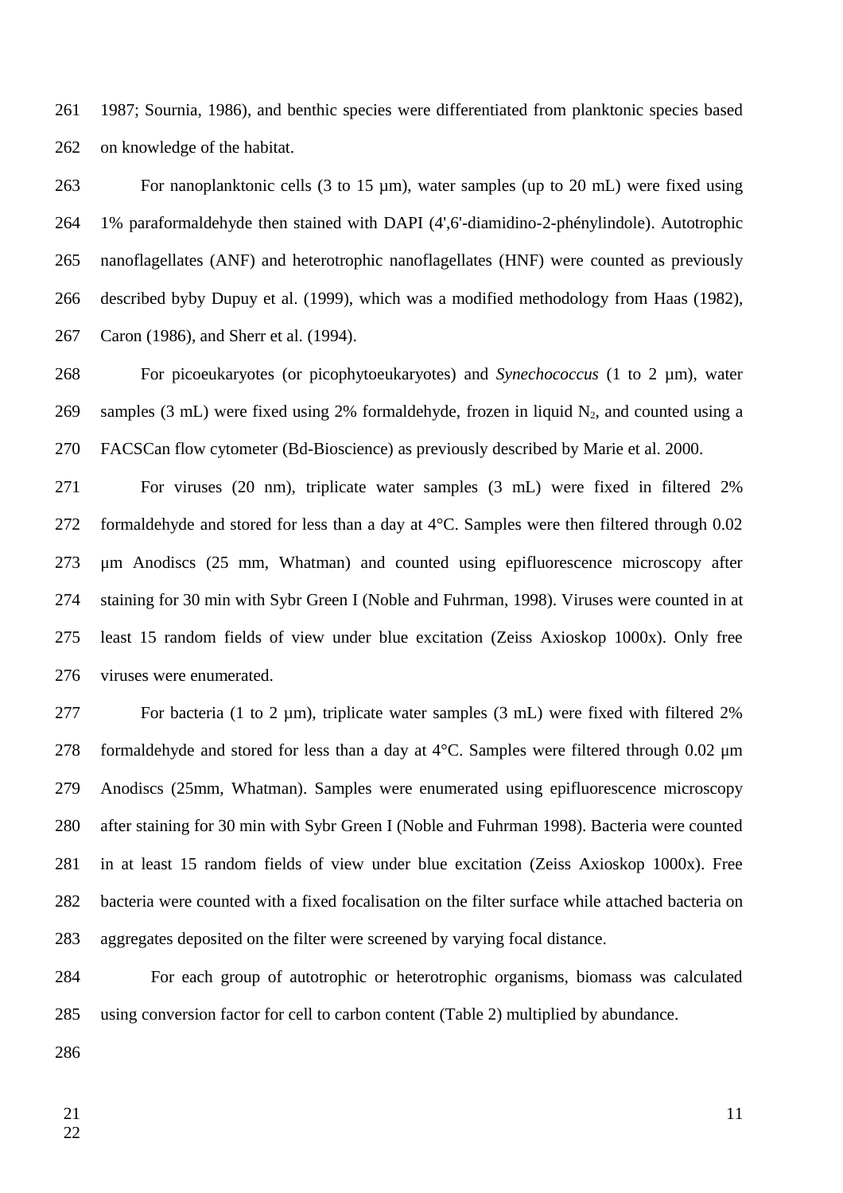1987; Sournia, 1986), and benthic species were differentiated from planktonic species based on knowledge of the habitat.

For nanoplanktonic cells (3 to 15 µm), water samples (up to 20 mL) were fixed using 1% paraformaldehyde then stained with DAPI (4',6'-diamidino-2-phénylindole). Autotrophic nanoflagellates (ANF) and heterotrophic nanoflagellates (HNF) were counted as previously described byby Dupuy et al. (1999), which was a modified methodology from Haas (1982), Caron (1986), and Sherr et al. (1994).

For picoeukaryotes (or picophytoeukaryotes) and *Synechococcus* (1 to 2 µm), water samples (3 mL) were fixed using 2% formaldehyde, frozen in liquid $N_2$, and counted using a FACSCan flow cytometer (Bd-Bioscience) as previously described by Marie et al. 2000.

For viruses (20 nm), triplicate water samples (3 mL) were fixed in filtered 2% formaldehyde and stored for less than a day at 4°C. Samples were then filtered through 0.02 µm Anodiscs (25 mm, Whatman) and counted using epifluorescence microscopy after staining for 30 min with Sybr Green I (Noble and Fuhrman, 1998). Viruses were counted in at least 15 random fields of view under blue excitation (Zeiss Axioskop 1000x). Only free viruses were enumerated.

For bacteria (1 to 2 µm), triplicate water samples (3 mL) were fixed with filtered 2% formaldehyde and stored for less than a day at 4°C. Samples were filtered through 0.02 µm Anodiscs (25mm, Whatman). Samples were enumerated using epifluorescence microscopy after staining for 30 min with Sybr Green I (Noble and Fuhrman 1998). Bacteria were counted in at least 15 random fields of view under blue excitation (Zeiss Axioskop 1000x). Free bacteria were counted with a fixed focalisation on the filter surface while attached bacteria on aggregates deposited on the filter were screened by varying focal distance.

For each group of autotrophic or heterotrophic organisms, biomass was calculated using conversion factor for cell to carbon content (Table 2) multiplied by abundance.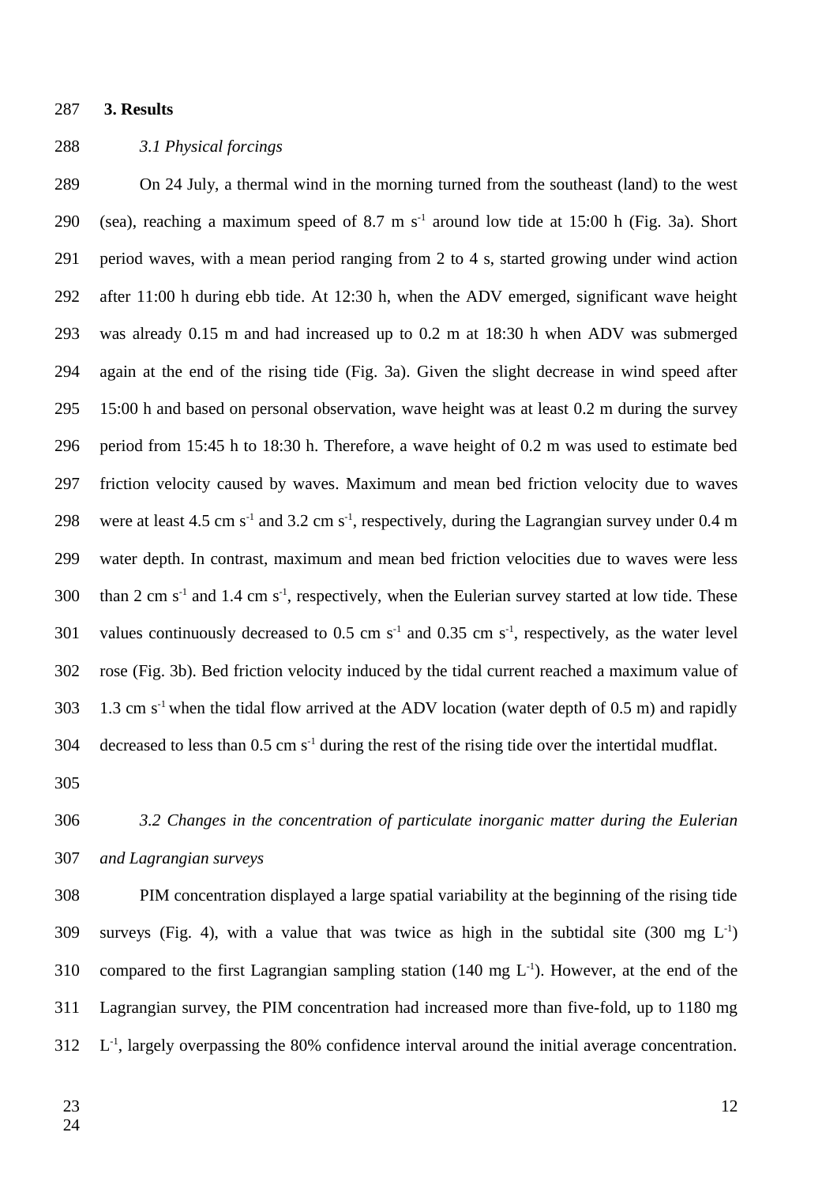## 3. Results

### *3.1 Physical forcings*

On 24 July, a thermal wind in the morning turned from the southeast (land) to the west (sea), reaching a maximum speed of 8.7 m $s^{-1}$ around low tide at 15:00 h (Fig. 3a). Short period waves, with a mean period ranging from 2 to 4 s, started growing under wind action after 11:00 h during ebb tide. At 12:30 h, when the ADV emerged, significant wave height was already 0.15 m and had increased up to 0.2 m at 18:30 h when ADV was submerged again at the end of the rising tide (Fig. 3a). Given the slight decrease in wind speed after 15:00 h and based on personal observation, wave height was at least 0.2 m during the survey period from 15:45 h to 18:30 h. Therefore, a wave height of 0.2 m was used to estimate bed friction velocity caused by waves. Maximum and mean bed friction velocity due to waves were at least 4.5 cm $s^{-1}$ and 3.2 cm $s^{-1}$, respectively, during the Lagrangian survey under 0.4 m water depth. In contrast, maximum and mean bed friction velocities due to waves were less than 2 cm $s^{-1}$ and 1.4 cm $s^{-1}$, respectively, when the Eulerian survey started at low tide. These values continuously decreased to 0.5 cm $s^{-1}$ and 0.35 cm $s^{-1}$, respectively, as the water level rose (Fig. 3b). Bed friction velocity induced by the tidal current reached a maximum value of 1.3 cm $s^{-1}$ when the tidal flow arrived at the ADV location (water depth of 0.5 m) and rapidly decreased to less than 0.5 cm $s^{-1}$ during the rest of the rising tide over the intertidal mudflat.

### *3.2 Changes in the concentration of particulate inorganic matter during the Eulerian and Lagrangian surveys*

PIM concentration displayed a large spatial variability at the beginning of the rising tide surveys (Fig. 4), with a value that was twice as high in the subtidal site (300 mg $L^{-1}$) compared to the first Lagrangian sampling station (140 mg $L^{-1}$). However, at the end of the Lagrangian survey, the PIM concentration had increased more than five-fold, up to 1180 mg $L^{-1}$, largely overpassing the 80% confidence interval around the initial average concentration.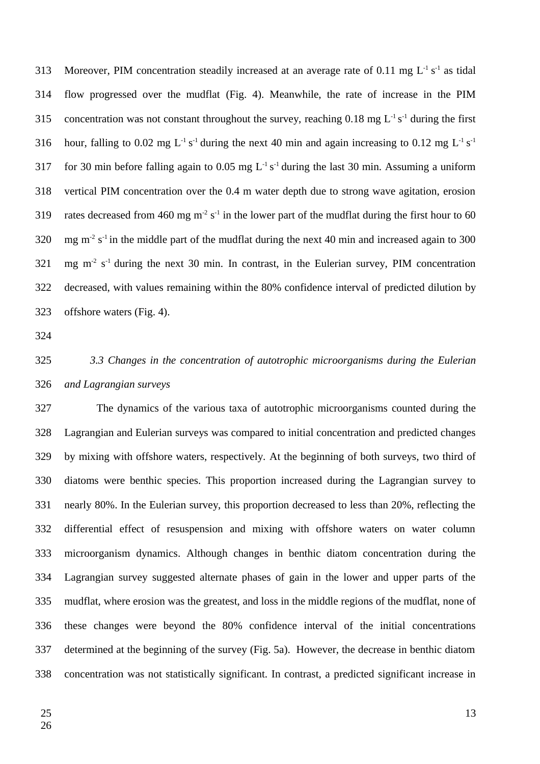Moreover, PIM concentration steadily increased at an average rate of 0.11 mg $L^{-1}$ $s^{-1}$ as tidal flow progressed over the mudflat (Fig. 4). Meanwhile, the rate of increase in the PIM concentration was not constant throughout the survey, reaching 0.18 mg $L^{-1}$ $s^{-1}$ during the first hour, falling to 0.02 mg $L^{-1}$ $s^{-1}$ during the next 40 min and again increasing to 0.12 mg $L^{-1}$ $s^{-1}$ for 30 min before falling again to 0.05 mg $L^{-1}$ $s^{-1}$ during the last 30 min. Assuming a uniform vertical PIM concentration over the 0.4 m water depth due to strong wave agitation, erosion rates decreased from 460 mg $m^{-2}$ $s^{-1}$ in the lower part of the mudflat during the first hour to 60 mg $m^{-2}$ $s^{-1}$ in the middle part of the mudflat during the next 40 min and increased again to 300 mg $m^{-2}$ $s^{-1}$ during the next 30 min. In contrast, in the Eulerian survey, PIM concentration decreased, with values remaining within the 80% confidence interval of predicted dilution by offshore waters (Fig. 4).

### *3.3 Changes in the concentration of autotrophic microorganisms during the Eulerian and Lagrangian surveys*

The dynamics of the various taxa of autotrophic microorganisms counted during the Lagrangian and Eulerian surveys was compared to initial concentration and predicted changes by mixing with offshore waters, respectively. At the beginning of both surveys, two third of diatoms were benthic species. This proportion increased during the Lagrangian survey to nearly 80%. In the Eulerian survey, this proportion decreased to less than 20%, reflecting the differential effect of resuspension and mixing with offshore waters on water column microorganism dynamics. Although changes in benthic diatom concentration during the Lagrangian survey suggested alternate phases of gain in the lower and upper parts of the mudflat, where erosion was the greatest, and loss in the middle regions of the mudflat, none of these changes were beyond the 80% confidence interval of the initial concentrations determined at the beginning of the survey (Fig. 5a). However, the decrease in benthic diatom concentration was not statistically significant. In contrast, a predicted significant increase in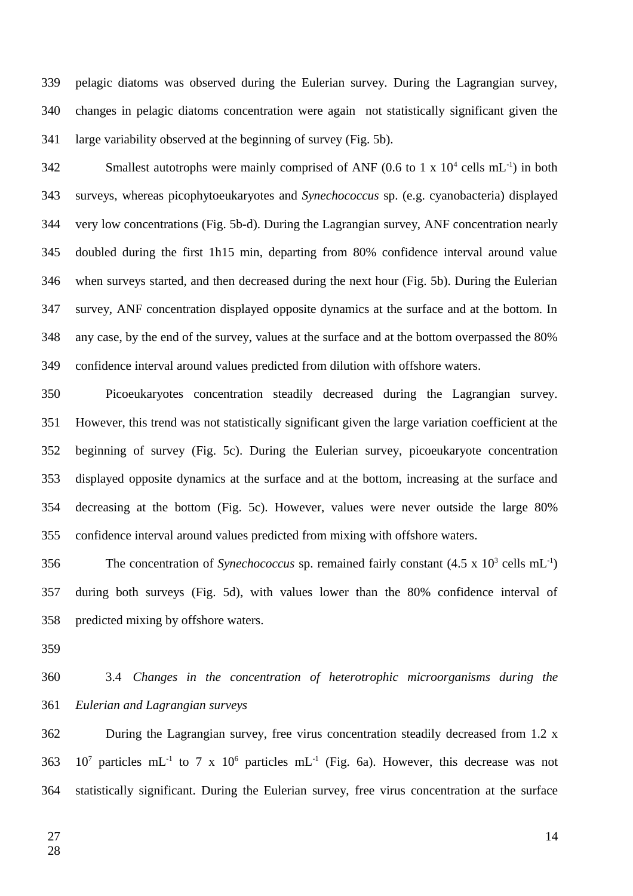pelagic diatoms was observed during the Eulerian survey. During the Lagrangian survey, changes in pelagic diatoms concentration were again not statistically significant given the large variability observed at the beginning of survey (Fig. 5b).

Smallest autotrophs were mainly comprised of ANF (0.6 to 1 x $10^4$ cells $mL^{-1}$) in both surveys, whereas picophytoeukaryotes and *Synechococcus* sp. (e.g. cyanobacteria) displayed very low concentrations (Fig. 5b-d). During the Lagrangian survey, ANF concentration nearly doubled during the first 1h15 min, departing from 80% confidence interval around value when surveys started, and then decreased during the next hour (Fig. 5b). During the Eulerian survey, ANF concentration displayed opposite dynamics at the surface and at the bottom. In any case, by the end of the survey, values at the surface and at the bottom overpassed the 80% confidence interval around values predicted from dilution with offshore waters.

Picoeukaryotes concentration steadily decreased during the Lagrangian survey. However, this trend was not statistically significant given the large variation coefficient at the beginning of survey (Fig. 5c). During the Eulerian survey, picoeukaryote concentration displayed opposite dynamics at the surface and at the bottom, increasing at the surface and decreasing at the bottom (Fig. 5c). However, values were never outside the large 80% confidence interval around values predicted from mixing with offshore waters.

The concentration of *Synechococcus* sp. remained fairly constant (4.5 x $10^3$ cells $mL^{-1}$) during both surveys (Fig. 5d), with values lower than the 80% confidence interval of predicted mixing by offshore waters.

### 3.4 *Changes in the concentration of heterotrophic microorganisms during the Eulerian and Lagrangian surveys*

During the Lagrangian survey, free virus concentration steadily decreased from 1.2 x $10^7$ particles $mL^{-1}$ to 7 x $10^6$ particles $mL^{-1}$ (Fig. 6a). However, this decrease was not statistically significant. During the Eulerian survey, free virus concentration at the surface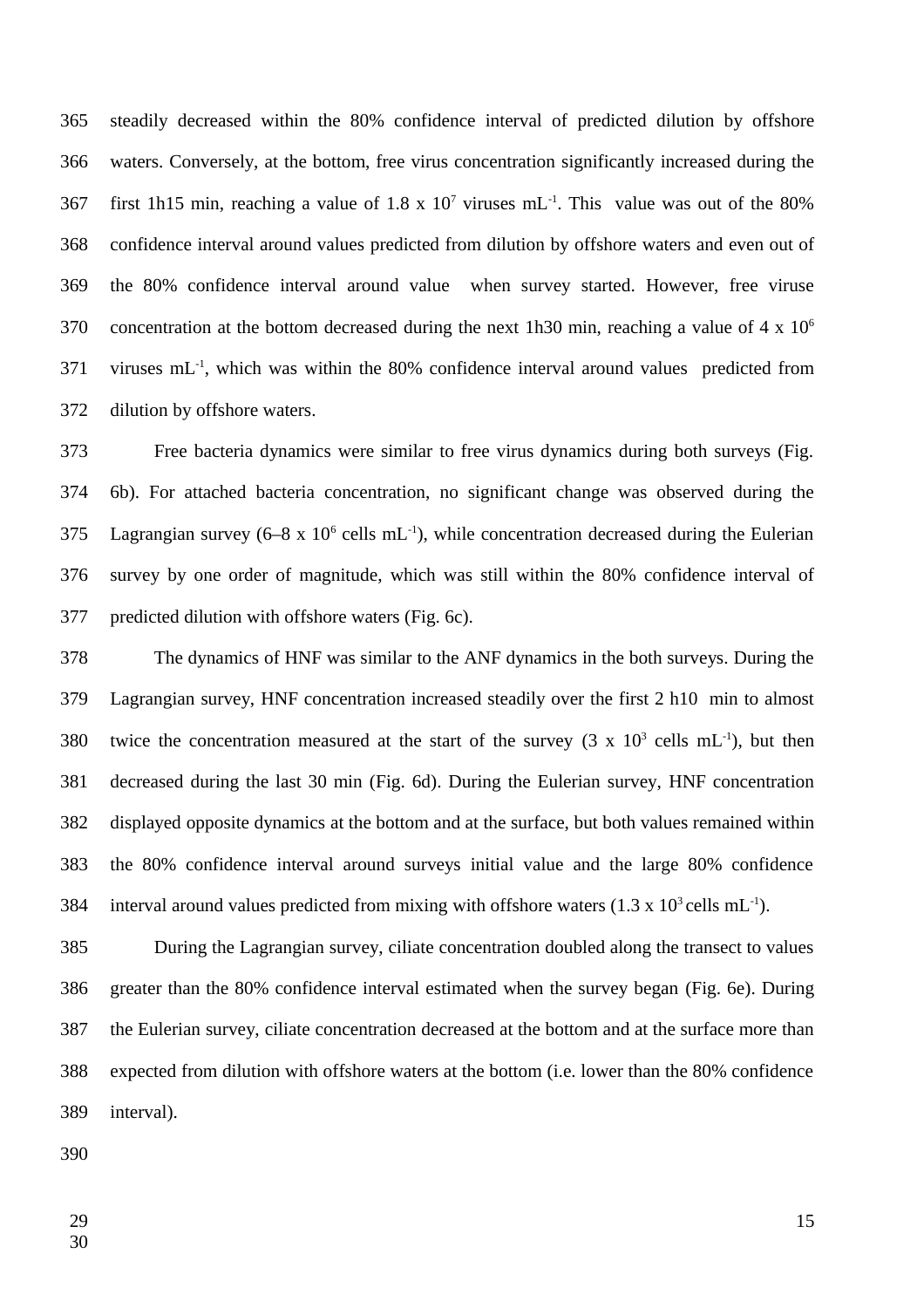steadily decreased within the 80% confidence interval of predicted dilution by offshore waters. Conversely, at the bottom, free virus concentration significantly increased during the first 1h15 min, reaching a value of 1.8 x $10^7$ viruses $mL^{-1}$. This value was out of the 80% confidence interval around values predicted from dilution by offshore waters and even out of the 80% confidence interval around value when survey started. However, free viruse concentration at the bottom decreased during the next 1h30 min, reaching a value of 4 x $10^6$ viruses $mL^{-1}$, which was within the 80% confidence interval around values predicted from dilution by offshore waters.

Free bacteria dynamics were similar to free virus dynamics during both surveys (Fig. 6b). For attached bacteria concentration, no significant change was observed during the Lagrangian survey (6–8 x $10^6$ cells $mL^{-1}$), while concentration decreased during the Eulerian survey by one order of magnitude, which was still within the 80% confidence interval of predicted dilution with offshore waters (Fig. 6c).

The dynamics of HNF was similar to the ANF dynamics in the both surveys. During the Lagrangian survey, HNF concentration increased steadily over the first 2 h10 min to almost twice the concentration measured at the start of the survey (3 x $10^3$ cells $mL^{-1}$), but then decreased during the last 30 min (Fig. 6d). During the Eulerian survey, HNF concentration displayed opposite dynamics at the bottom and at the surface, but both values remained within the 80% confidence interval around surveys initial value and the large 80% confidence interval around values predicted from mixing with offshore waters (1.3 x $10^3$ cells $mL^{-1}$).

During the Lagrangian survey, ciliate concentration doubled along the transect to values greater than the 80% confidence interval estimated when the survey began (Fig. 6e). During the Eulerian survey, ciliate concentration decreased at the bottom and at the surface more than expected from dilution with offshore waters at the bottom (i.e. lower than the 80% confidence interval).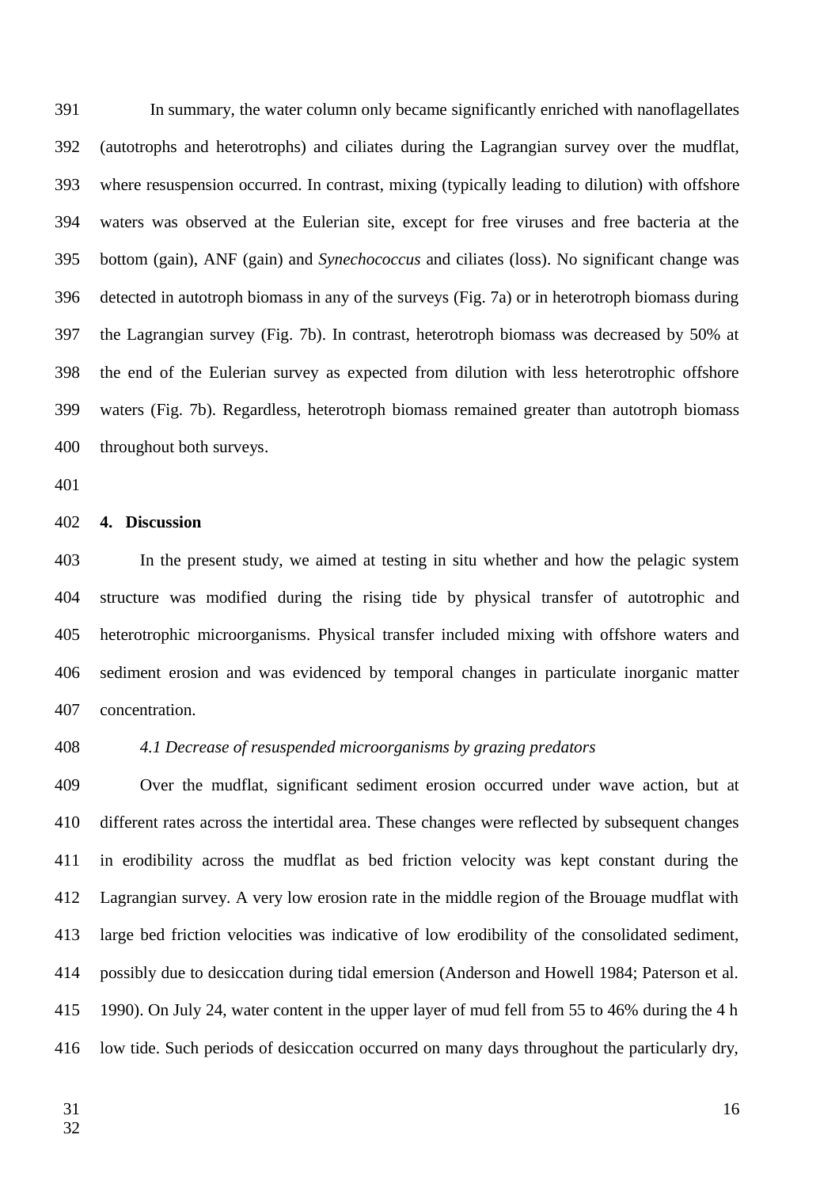In summary, the water column only became significantly enriched with nanoflagellates (autotrophs and heterotrophs) and ciliates during the Lagrangian survey over the mudflat, where resuspension occurred. In contrast, mixing (typically leading to dilution) with offshore waters was observed at the Eulerian site, except for free viruses and free bacteria at the bottom (gain), ANF (gain) and *Synechococcus* and ciliates (loss). No significant change was detected in autotroph biomass in any of the surveys (Fig. 7a) or in heterotroph biomass during the Lagrangian survey (Fig. 7b). In contrast, heterotroph biomass was decreased by 50% at the end of the Eulerian survey as expected from dilution with less heterotrophic offshore waters (Fig. 7b). Regardless, heterotroph biomass remained greater than autotroph biomass throughout both surveys.

## 4. Discussion

In the present study, we aimed at testing in situ whether and how the pelagic system structure was modified during the rising tide by physical transfer of autotrophic and heterotrophic microorganisms. Physical transfer included mixing with offshore waters and sediment erosion and was evidenced by temporal changes in particulate inorganic matter concentration.

### *4.1 Decrease of resuspended microorganisms by grazing predators*

Over the mudflat, significant sediment erosion occurred under wave action, but at different rates across the intertidal area. These changes were reflected by subsequent changes in erodibility across the mudflat as bed friction velocity was kept constant during the Lagrangian survey. A very low erosion rate in the middle region of the Brouage mudflat with large bed friction velocities was indicative of low erodibility of the consolidated sediment, possibly due to desiccation during tidal emersion (Anderson and Howell 1984; Paterson et al. 1990). On July 24, water content in the upper layer of mud fell from 55 to 46% during the 4 h low tide. Such periods of desiccation occurred on many days throughout the particularly dry,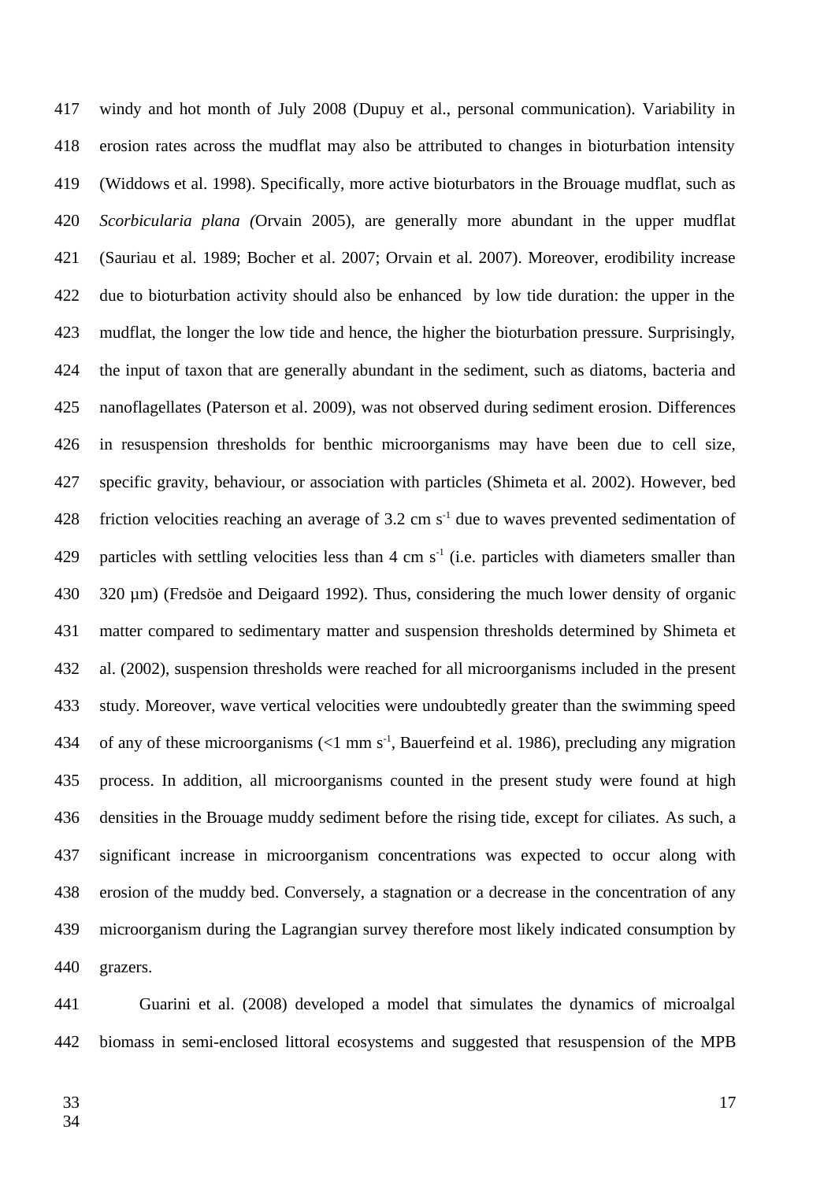windy and hot month of July 2008 (Dupuy et al., personal communication). Variability in erosion rates across the mudflat may also be attributed to changes in bioturbation intensity (Widdows et al. 1998). Specifically, more active bioturbators in the Brouage mudflat, such as *Scorbicularia plana (*Orvain 2005), are generally more abundant in the upper mudflat (Sauriau et al. 1989; Bocher et al. 2007; Orvain et al. 2007). Moreover, erodibility increase due to bioturbation activity should also be enhanced by low tide duration: the upper in the mudflat, the longer the low tide and hence, the higher the bioturbation pressure. Surprisingly, the input of taxon that are generally abundant in the sediment, such as diatoms, bacteria and nanoflagellates (Paterson et al. 2009), was not observed during sediment erosion. Differences in resuspension thresholds for benthic microorganisms may have been due to cell size, specific gravity, behaviour, or association with particles (Shimeta et al. 2002). However, bed friction velocities reaching an average of 3.2 cm $s^{-1}$ due to waves prevented sedimentation of particles with settling velocities less than 4 cm $s^{-1}$ (i.e. particles with diameters smaller than 320 µm) (Fredsöe and Deigaard 1992). Thus, considering the much lower density of organic matter compared to sedimentary matter and suspension thresholds determined by Shimeta et al. (2002), suspension thresholds were reached for all microorganisms included in the present study. Moreover, wave vertical velocities were undoubtedly greater than the swimming speed of any of these microorganisms (<1 mm $s^{-1}$, Bauerfeind et al. 1986), precluding any migration process. In addition, all microorganisms counted in the present study were found at high densities in the Brouage muddy sediment before the rising tide, except for ciliates. As such, a significant increase in microorganism concentrations was expected to occur along with erosion of the muddy bed. Conversely, a stagnation or a decrease in the concentration of any microorganism during the Lagrangian survey therefore most likely indicated consumption by grazers.

Guarini et al. (2008) developed a model that simulates the dynamics of microalgal biomass in semi-enclosed littoral ecosystems and suggested that resuspension of the MPB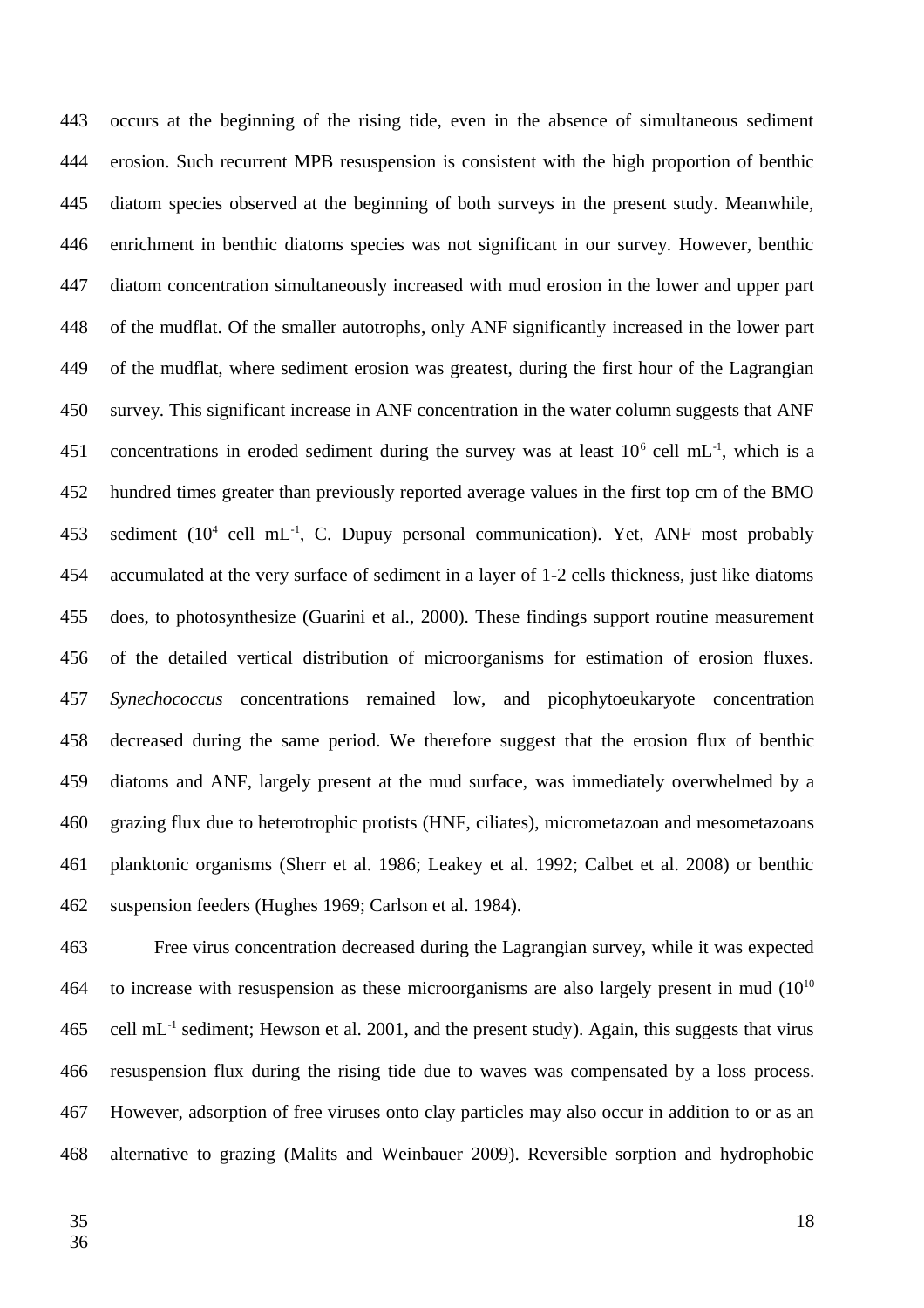occurs at the beginning of the rising tide, even in the absence of simultaneous sediment erosion. Such recurrent MPB resuspension is consistent with the high proportion of benthic diatom species observed at the beginning of both surveys in the present study. Meanwhile, enrichment in benthic diatoms species was not significant in our survey. However, benthic diatom concentration simultaneously increased with mud erosion in the lower and upper part of the mudflat. Of the smaller autotrophs, only ANF significantly increased in the lower part of the mudflat, where sediment erosion was greatest, during the first hour of the Lagrangian survey. This significant increase in ANF concentration in the water column suggests that ANF concentrations in eroded sediment during the survey was at least $10^6$ cell $mL^{-1}$, which is a hundred times greater than previously reported average values in the first top cm of the BMO sediment ($10^4$ cell $mL^{-1}$, C. Dupuy personal communication). Yet, ANF most probably accumulated at the very surface of sediment in a layer of 1-2 cells thickness, just like diatoms does, to photosynthesize (Guarini et al., 2000). These findings support routine measurement of the detailed vertical distribution of microorganisms for estimation of erosion fluxes. *Synechococcus* concentrations remained low, and picophytoeukaryote concentration decreased during the same period. We therefore suggest that the erosion flux of benthic diatoms and ANF, largely present at the mud surface, was immediately overwhelmed by a grazing flux due to heterotrophic protists (HNF, ciliates), micrometazoan and mesometazoans planktonic organisms (Sherr et al. 1986; Leakey et al. 1992; Calbet et al. 2008) or benthic suspension feeders (Hughes 1969; Carlson et al. 1984).

Free virus concentration decreased during the Lagrangian survey, while it was expected to increase with resuspension as these microorganisms are also largely present in mud ($10^{10}$ cell $mL^{-1}$ sediment; Hewson et al. 2001, and the present study). Again, this suggests that virus resuspension flux during the rising tide due to waves was compensated by a loss process. However, adsorption of free viruses onto clay particles may also occur in addition to or as an alternative to grazing (Malits and Weinbauer 2009). Reversible sorption and hydrophobic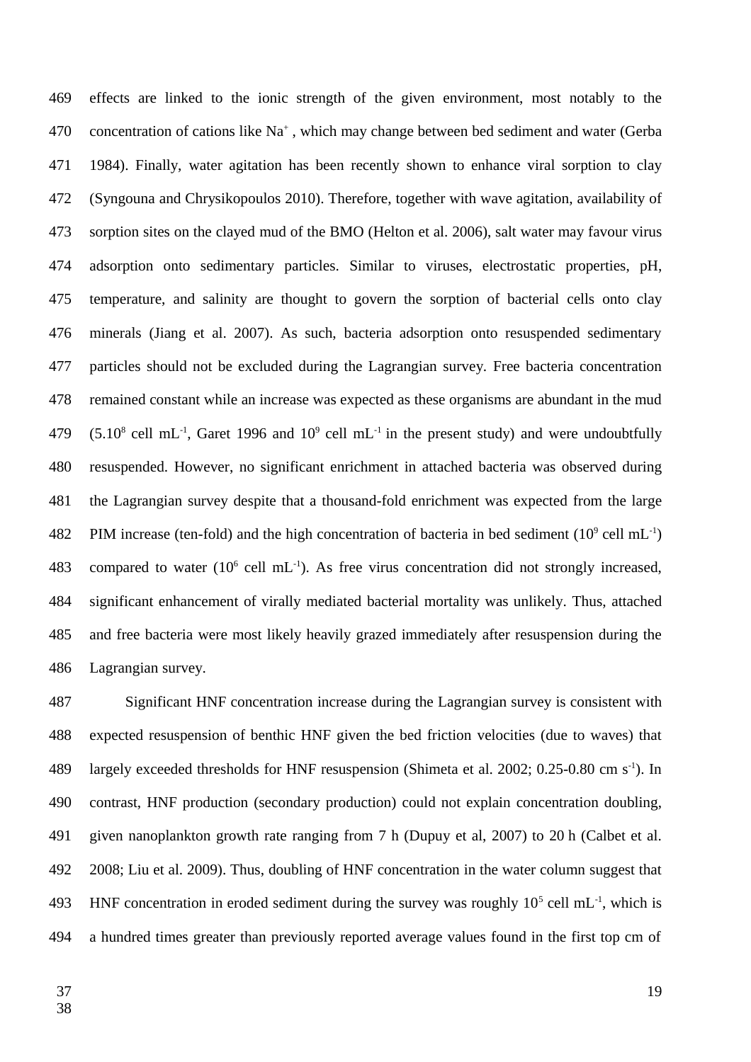effects are linked to the ionic strength of the given environment, most notably to the concentration of cations like $Na^+$, which may change between bed sediment and water (Gerba 1984). Finally, water agitation has been recently shown to enhance viral sorption to clay (Syngouna and Chrysikopoulos 2010). Therefore, together with wave agitation, availability of sorption sites on the clayed mud of the BMO (Helton et al. 2006), salt water may favour virus adsorption onto sedimentary particles. Similar to viruses, electrostatic properties, pH, temperature, and salinity are thought to govern the sorption of bacterial cells onto clay minerals (Jiang et al. 2007). As such, bacteria adsorption onto resuspended sedimentary particles should not be excluded during the Lagrangian survey. Free bacteria concentration remained constant while an increase was expected as these organisms are abundant in the mud ($5.10^8$ cell mL$^{-1}$, Garet 1996 and $10^9$ cell mL$^{-1}$ in the present study) and were undoubtfully resuspended. However, no significant enrichment in attached bacteria was observed during the Lagrangian survey despite that a thousand-fold enrichment was expected from the large PIM increase (ten-fold) and the high concentration of bacteria in bed sediment ($10^9$ cell mL$^{-1}$) compared to water ($10^6$ cell mL$^{-1}$). As free virus concentration did not strongly increased, significant enhancement of virally mediated bacterial mortality was unlikely. Thus, attached and free bacteria were most likely heavily grazed immediately after resuspension during the Lagrangian survey.

Significant HNF concentration increase during the Lagrangian survey is consistent with expected resuspension of benthic HNF given the bed friction velocities (due to waves) that largely exceeded thresholds for HNF resuspension (Shimeta et al. 2002; 0.25-0.80 cm s$^{-1}$). In contrast, HNF production (secondary production) could not explain concentration doubling, given nanoplankton growth rate ranging from 7 h (Dupuy et al, 2007) to 20 h (Calbet et al. 2008; Liu et al. 2009). Thus, doubling of HNF concentration in the water column suggest that HNF concentration in eroded sediment during the survey was roughly $10^5$ cell mL$^{-1}$, which is a hundred times greater than previously reported average values found in the first top cm of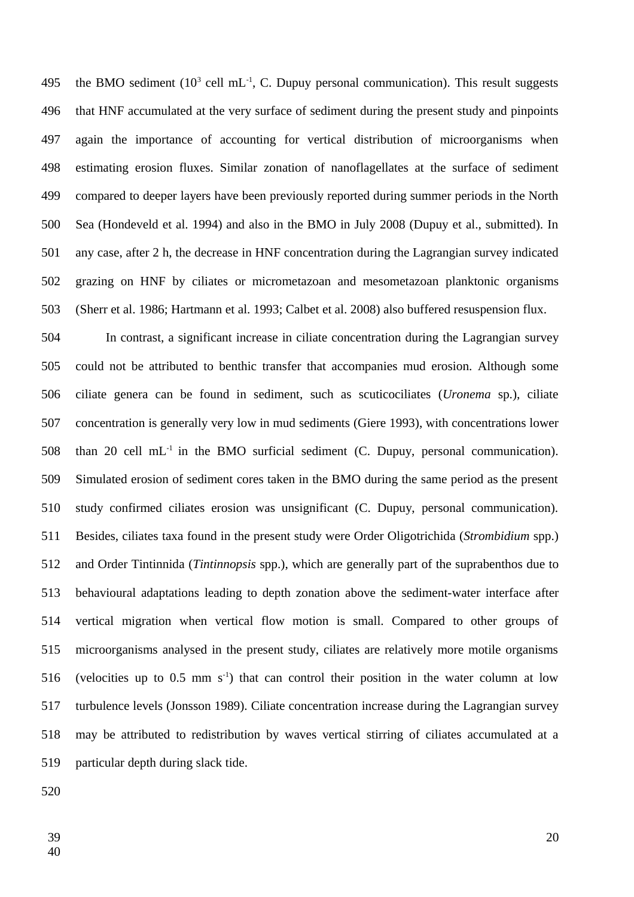the BMO sediment ($10^3$ cell mL$^{-1}$, C. Dupuy personal communication). This result suggests that HNF accumulated at the very surface of sediment during the present study and pinpoints again the importance of accounting for vertical distribution of microorganisms when estimating erosion fluxes. Similar zonation of nanoflagellates at the surface of sediment compared to deeper layers have been previously reported during summer periods in the North Sea (Hondeveld et al. 1994) and also in the BMO in July 2008 (Dupuy et al., submitted). In any case, after 2 h, the decrease in HNF concentration during the Lagrangian survey indicated grazing on HNF by ciliates or micrometazoan and mesometazoan planktonic organisms (Sherr et al. 1986; Hartmann et al. 1993; Calbet et al. 2008) also buffered resuspension flux.

In contrast, a significant increase in ciliate concentration during the Lagrangian survey could not be attributed to benthic transfer that accompanies mud erosion. Although some ciliate genera can be found in sediment, such as scuticociliates (*Uronema* sp.), ciliate concentration is generally very low in mud sediments (Giere 1993), with concentrations lower than 20 cell mL$^{-1}$ in the BMO surficial sediment (C. Dupuy, personal communication). Simulated erosion of sediment cores taken in the BMO during the same period as the present study confirmed ciliates erosion was unsignificant (C. Dupuy, personal communication). Besides, ciliates taxa found in the present study were Order Oligotrichida (*Strombidium* spp.) and Order Tintinnida (*Tintinnopsis* spp.), which are generally part of the suprabenthos due to behavioural adaptations leading to depth zonation above the sediment-water interface after vertical migration when vertical flow motion is small. Compared to other groups of microorganisms analysed in the present study, ciliates are relatively more motile organisms (velocities up to 0.5 mm s$^{-1}$) that can control their position in the water column at low turbulence levels (Jonsson 1989). Ciliate concentration increase during the Lagrangian survey may be attributed to redistribution by waves vertical stirring of ciliates accumulated at a particular depth during slack tide.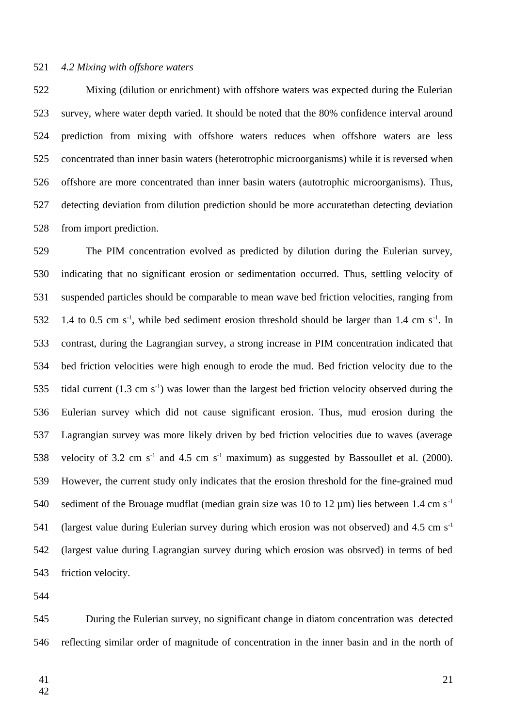*4.2 Mixing with offshore waters*

Mixing (dilution or enrichment) with offshore waters was expected during the Eulerian survey, where water depth varied. It should be noted that the 80% confidence interval around prediction from mixing with offshore waters reduces when offshore waters are less concentrated than inner basin waters (heterotrophic microorganisms) while it is reversed when offshore are more concentrated than inner basin waters (autotrophic microorganisms). Thus, detecting deviation from dilution prediction should be more accuratethan detecting deviation from import prediction.

The PIM concentration evolved as predicted by dilution during the Eulerian survey, indicating that no significant erosion or sedimentation occurred. Thus, settling velocity of suspended particles should be comparable to mean wave bed friction velocities, ranging from 1.4 to 0.5 cm $s^{-1}$, while bed sediment erosion threshold should be larger than 1.4 cm $s^{-1}$. In contrast, during the Lagrangian survey, a strong increase in PIM concentration indicated that bed friction velocities were high enough to erode the mud. Bed friction velocity due to the tidal current (1.3 cm $s^{-1}$) was lower than the largest bed friction velocity observed during the Eulerian survey which did not cause significant erosion. Thus, mud erosion during the Lagrangian survey was more likely driven by bed friction velocities due to waves (average velocity of 3.2 cm $s^{-1}$ and 4.5 cm $s^{-1}$ maximum) as suggested by Bassoullet et al. (2000). However, the current study only indicates that the erosion threshold for the fine-grained mud sediment of the Brouage mudflat (median grain size was 10 to 12 µm) lies between 1.4 cm $s^{-1}$ (largest value during Eulerian survey during which erosion was not observed) and 4.5 cm $s^{-1}$ (largest value during Lagrangian survey during which erosion was obsrved) in terms of bed friction velocity.

During the Eulerian survey, no significant change in diatom concentration was detected reflecting similar order of magnitude of concentration in the inner basin and in the north of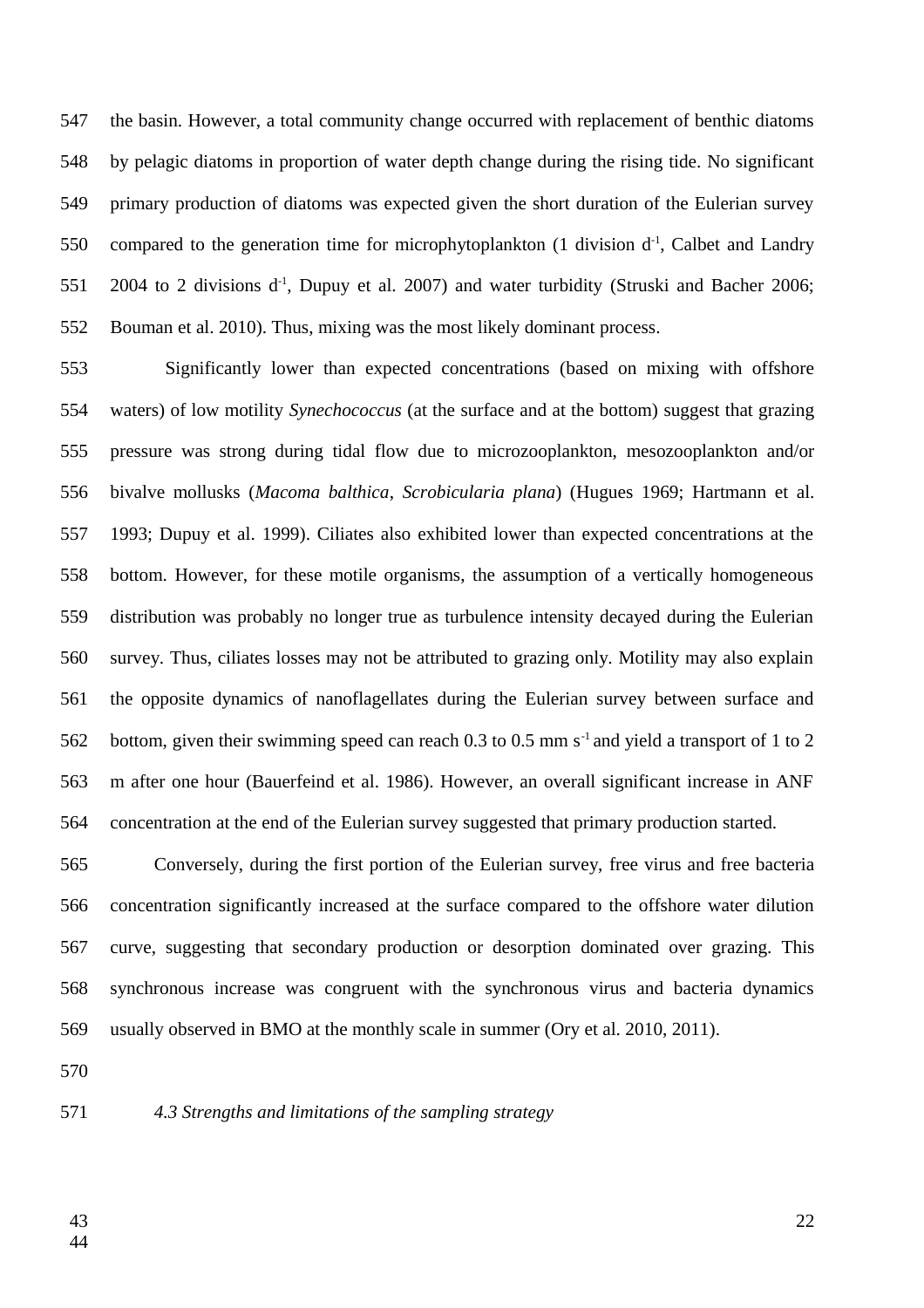the basin. However, a total community change occurred with replacement of benthic diatoms by pelagic diatoms in proportion of water depth change during the rising tide. No significant primary production of diatoms was expected given the short duration of the Eulerian survey compared to the generation time for microphytoplankton (1 division $d^{-1}$, Calbet and Landry 2004 to 2 divisions $d^{-1}$, Dupuy et al. 2007) and water turbidity (Struski and Bacher 2006; Bouman et al. 2010). Thus, mixing was the most likely dominant process.

Significantly lower than expected concentrations (based on mixing with offshore waters) of low motility *Synechococcus* (at the surface and at the bottom) suggest that grazing pressure was strong during tidal flow due to microzooplankton, mesozooplankton and/or bivalve mollusks (*Macoma balthica*, *Scrobicularia plana*) (Hugues 1969; Hartmann et al. 1993; Dupuy et al. 1999). Ciliates also exhibited lower than expected concentrations at the bottom. However, for these motile organisms, the assumption of a vertically homogeneous distribution was probably no longer true as turbulence intensity decayed during the Eulerian survey. Thus, ciliates losses may not be attributed to grazing only. Motility may also explain the opposite dynamics of nanoflagellates during the Eulerian survey between surface and bottom, given their swimming speed can reach 0.3 to 0.5 mm $s^{-1}$ and yield a transport of 1 to 2 m after one hour (Bauerfeind et al. 1986). However, an overall significant increase in ANF concentration at the end of the Eulerian survey suggested that primary production started.

Conversely, during the first portion of the Eulerian survey, free virus and free bacteria concentration significantly increased at the surface compared to the offshore water dilution curve, suggesting that secondary production or desorption dominated over grazing. This synchronous increase was congruent with the synchronous virus and bacteria dynamics usually observed in BMO at the monthly scale in summer (Ory et al. 2010, 2011).

### *4.3 Strengths and limitations of the sampling strategy*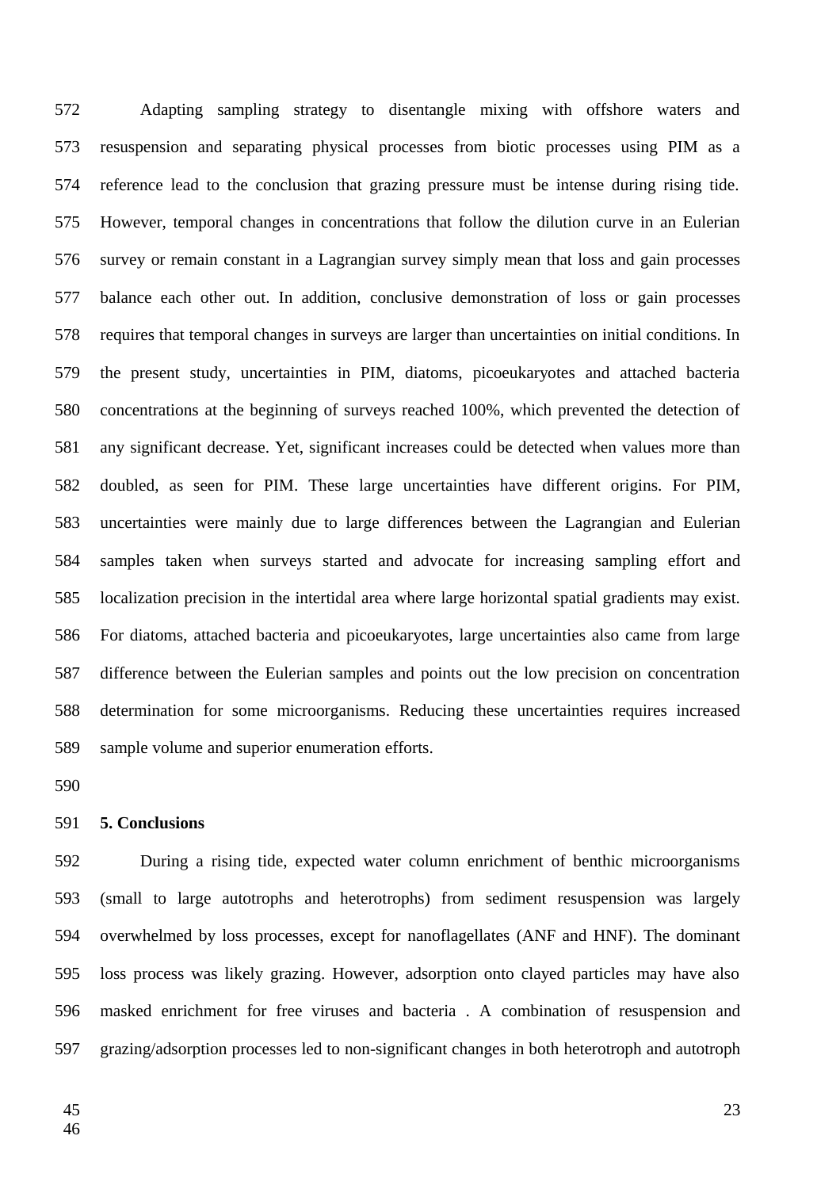Adapting sampling strategy to disentangle mixing with offshore waters and resuspension and separating physical processes from biotic processes using PIM as a reference lead to the conclusion that grazing pressure must be intense during rising tide. However, temporal changes in concentrations that follow the dilution curve in an Eulerian survey or remain constant in a Lagrangian survey simply mean that loss and gain processes balance each other out. In addition, conclusive demonstration of loss or gain processes requires that temporal changes in surveys are larger than uncertainties on initial conditions. In the present study, uncertainties in PIM, diatoms, picoeukaryotes and attached bacteria concentrations at the beginning of surveys reached 100%, which prevented the detection of any significant decrease. Yet, significant increases could be detected when values more than doubled, as seen for PIM. These large uncertainties have different origins. For PIM, uncertainties were mainly due to large differences between the Lagrangian and Eulerian samples taken when surveys started and advocate for increasing sampling effort and localization precision in the intertidal area where large horizontal spatial gradients may exist. For diatoms, attached bacteria and picoeukaryotes, large uncertainties also came from large difference between the Eulerian samples and points out the low precision on concentration determination for some microorganisms. Reducing these uncertainties requires increased sample volume and superior enumeration efforts.

## 5. Conclusions

During a rising tide, expected water column enrichment of benthic microorganisms (small to large autotrophs and heterotrophs) from sediment resuspension was largely overwhelmed by loss processes, except for nanoflagellates (ANF and HNF). The dominant loss process was likely grazing. However, adsorption onto clayed particles may have also masked enrichment for free viruses and bacteria . A combination of resuspension and grazing/adsorption processes led to non-significant changes in both heterotroph and autotroph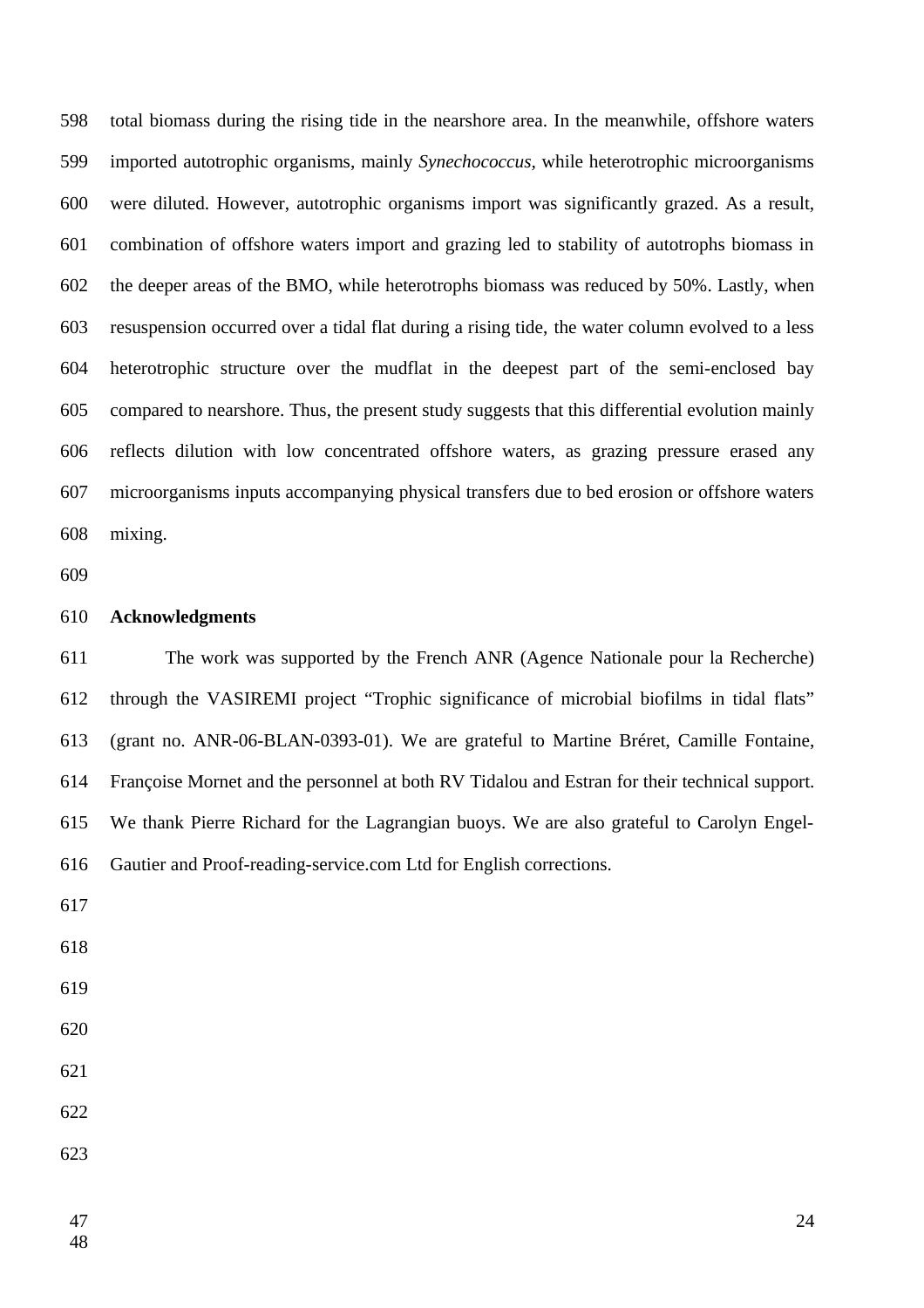total biomass during the rising tide in the nearshore area. In the meanwhile, offshore waters imported autotrophic organisms, mainly *Synechococcus*, while heterotrophic microorganisms were diluted. However, autotrophic organisms import was significantly grazed. As a result, combination of offshore waters import and grazing led to stability of autotrophs biomass in the deeper areas of the BMO, while heterotrophs biomass was reduced by 50%. Lastly, when resuspension occurred over a tidal flat during a rising tide, the water column evolved to a less heterotrophic structure over the mudflat in the deepest part of the semi-enclosed bay compared to nearshore. Thus, the present study suggests that this differential evolution mainly reflects dilution with low concentrated offshore waters, as grazing pressure erased any microorganisms inputs accompanying physical transfers due to bed erosion or offshore waters mixing.

## Acknowledgments

The work was supported by the French ANR (Agence Nationale pour la Recherche) through the VASIREMI project "Trophic significance of microbial biofilms in tidal flats" (grant no. ANR-06-BLAN-0393-01). We are grateful to Martine Bréret, Camille Fontaine, Françoise Mornet and the personnel at both RV Tidalou and Estran for their technical support. We thank Pierre Richard for the Lagrangian buoys. We are also grateful to Carolyn Engel-Gautier and Proof-reading-service.com Ltd for English corrections.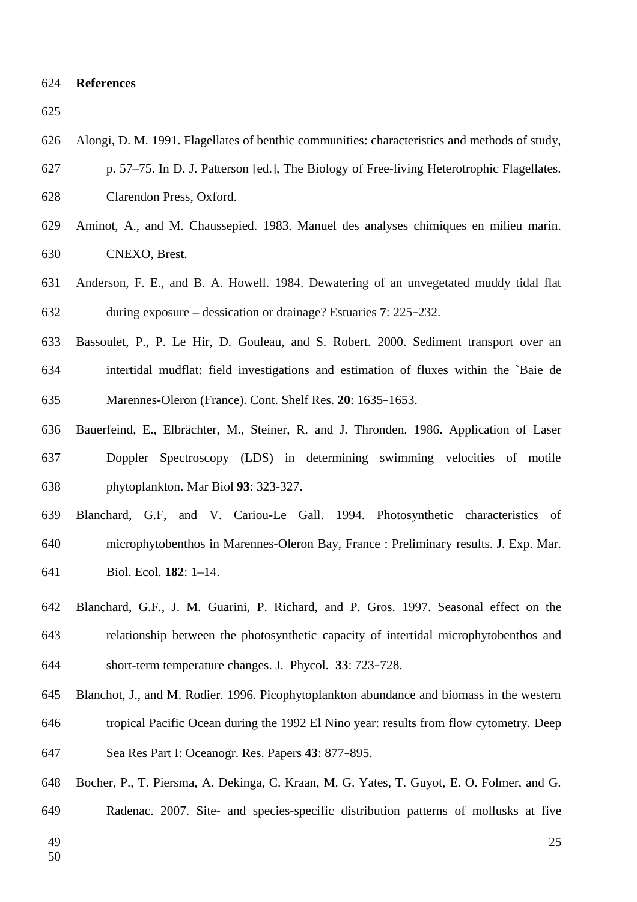## References

Alongi, D. M. 1991. Flagellates of benthic communities: characteristics and methods of study, p. 57–75. In D. J. Patterson [ed.], The Biology of Free-living Heterotrophic Flagellates. Clarendon Press, Oxford.

Aminot, A., and M. Chaussepied. 1983. Manuel des analyses chimiques en milieu marin. CNEXO, Brest.

Anderson, F. E., and B. A. Howell. 1984. Dewatering of an unvegetated muddy tidal flat during exposure – dessication or drainage? Estuaries **7**: 225–232.

Bassoulet, P., P. Le Hir, D. Gouleau, and S. Robert. 2000. Sediment transport over an intertidal mudflat: field investigations and estimation of fluxes within the `Baie de Marennes-Oleron (France). Cont. Shelf Res. **20**: 1635–1653.

Bauerfeind, E., Elbrächter, M., Steiner, R. and J. Thronden. 1986. Application of Laser Doppler Spectroscopy (LDS) in determining swimming velocities of motile phytoplankton. Mar Biol **93**: 323-327.

Blanchard, G.F, and V. Cariou-Le Gall. 1994. Photosynthetic characteristics of microphytobenthos in Marennes-Oleron Bay, France : Preliminary results. J. Exp. Mar. Biol. Ecol. **182**: 1–14.

Blanchard, G.F., J. M. Guarini, P. Richard, and P. Gros. 1997. Seasonal effect on the relationship between the photosynthetic capacity of intertidal microphytobenthos and short-term temperature changes. J. Phycol. **33**: 723–728.

Blanchot, J., and M. Rodier. 1996. Picophytoplankton abundance and biomass in the western tropical Pacific Ocean during the 1992 El Nino year: results from flow cytometry. Deep Sea Res Part I: Oceanogr. Res. Papers **43**: 877–895.

Bocher, P., T. Piersma, A. Dekinga, C. Kraan, M. G. Yates, T. Guyot, E. O. Folmer, and G. Radenac. 2007. Site- and species-specific distribution patterns of mollusks at five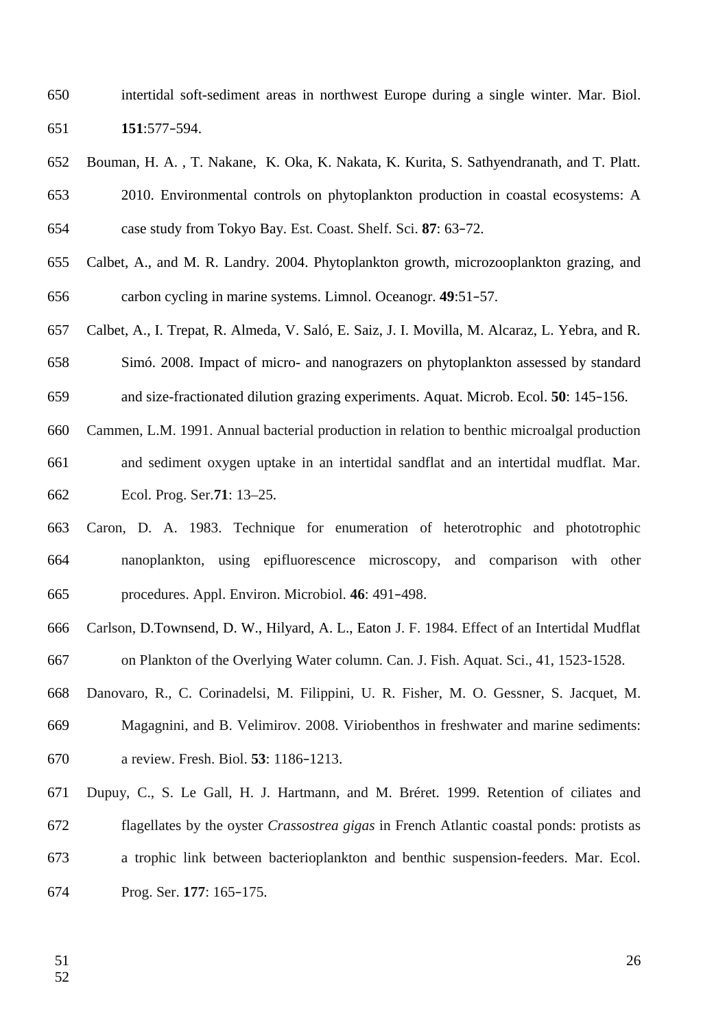intertidal soft-sediment areas in northwest Europe during a single winter. Mar. Biol. **151**:577–594.

Bouman, H. A. , T. Nakane, K. Oka, K. Nakata, K. Kurita, S. Sathyendranath, and T. Platt. 2010. Environmental controls on phytoplankton production in coastal ecosystems: A case study from Tokyo Bay. Est. Coast. Shelf. Sci. **87**: 63–72.

Calbet, A., and M. R. Landry. 2004. Phytoplankton growth, microzooplankton grazing, and carbon cycling in marine systems. Limnol. Oceanogr. **49**:51–57.

Calbet, A., I. Trepat, R. Almeda, V. Saló, E. Saiz, J. I. Movilla, M. Alcaraz, L. Yebra, and R. Simó. 2008. Impact of micro- and nanograzers on phytoplankton assessed by standard and size-fractionated dilution grazing experiments. Aquat. Microb. Ecol. **50**: 145–156.

Cammen, L.M. 1991. Annual bacterial production in relation to benthic microalgal production and sediment oxygen uptake in an intertidal sandflat and an intertidal mudflat. Mar. Ecol. Prog. Ser.**71**: 13–25.

Caron, D. A. 1983. Technique for enumeration of heterotrophic and phototrophic nanoplankton, using epifluorescence microscopy, and comparison with other procedures. Appl. Environ. Microbiol. **46**: 491–498.

Carlson, D.Townsend, D. W., Hilyard, A. L., Eaton J. F. 1984. Effect of an Intertidal Mudflat on Plankton of the Overlying Water column. Can. J. Fish. Aquat. Sci., 41, 1523-1528.

Danovaro, R., C. Corinadelsi, M. Filippini, U. R. Fisher, M. O. Gessner, S. Jacquet, M. Magagnini, and B. Velimirov. 2008. Viriobenthos in freshwater and marine sediments: a review. Fresh. Biol. **53**: 1186–1213.

Dupuy, C., S. Le Gall, H. J. Hartmann, and M. Bréret. 1999. Retention of ciliates and flagellates by the oyster *Crassostrea gigas* in French Atlantic coastal ponds: protists as a trophic link between bacterioplankton and benthic suspension-feeders. Mar. Ecol. Prog. Ser. **177**: 165–175.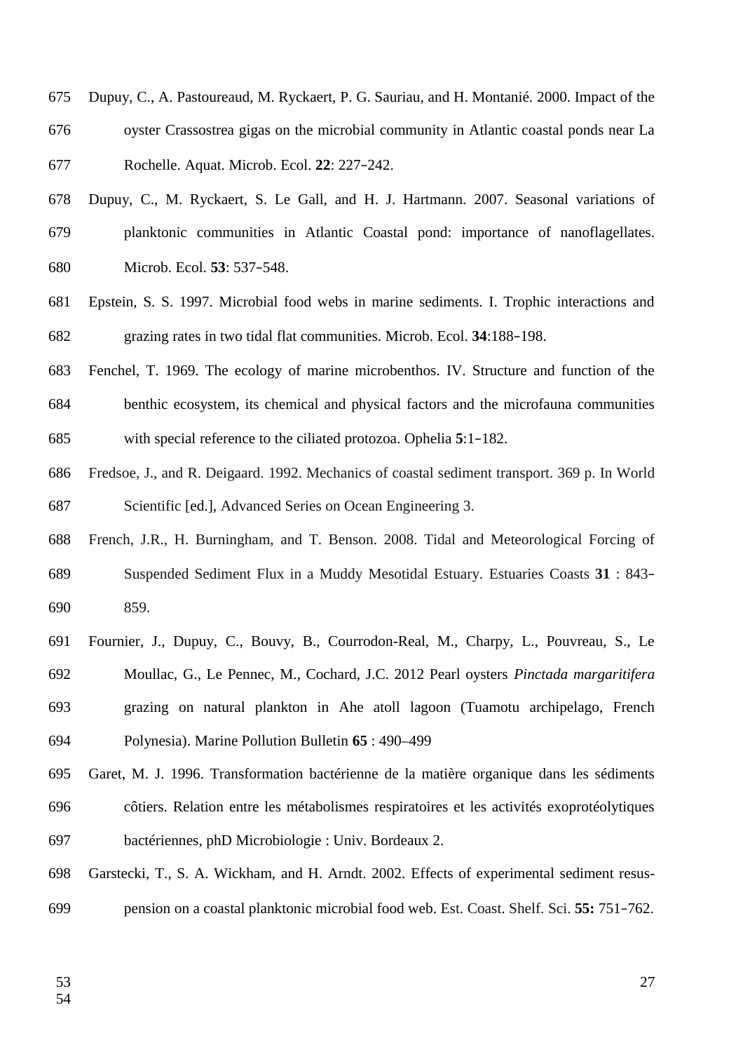Dupuy, C., A. Pastoureaud, M. Ryckaert, P. G. Sauriau, and H. Montanié. 2000. Impact of the oyster Crassostrea gigas on the microbial community in Atlantic coastal ponds near La Rochelle. Aquat. Microb. Ecol. **22**: 227‑242.

Dupuy, C., M. Ryckaert, S. Le Gall, and H. J. Hartmann. 2007. Seasonal variations of planktonic communities in Atlantic Coastal pond: importance of nanoflagellates. Microb. Ecol. **53**: 537‑548.

Epstein, S. S. 1997. Microbial food webs in marine sediments. I. Trophic interactions and grazing rates in two tidal flat communities. Microb. Ecol. **34**:188‑198.

Fenchel, T. 1969. The ecology of marine microbenthos. IV. Structure and function of the benthic ecosystem, its chemical and physical factors and the microfauna communities with special reference to the ciliated protozoa. Ophelia **5**:1‑182.

Fredsoe, J., and R. Deigaard. 1992. Mechanics of coastal sediment transport. 369 p. In World Scientific [ed.], Advanced Series on Ocean Engineering 3.

French, J.R., H. Burningham, and T. Benson. 2008. Tidal and Meteorological Forcing of Suspended Sediment Flux in a Muddy Mesotidal Estuary. Estuaries Coasts **31** : 843‑859.

Fournier, J., Dupuy, C., Bouvy, B., Courrodon-Real, M., Charpy, L., Pouvreau, S., Le Moullac, G., Le Pennec, M., Cochard, J.C. 2012 Pearl oysters *Pinctada margaritifera* grazing on natural plankton in Ahe atoll lagoon (Tuamotu archipelago, French Polynesia). Marine Pollution Bulletin **65** : 490–499

Garet, M. J. 1996. Transformation bactérienne de la matière organique dans les sédiments côtiers. Relation entre les métabolismes respiratoires et les activités exoprotéolytiques bactériennes, phD Microbiologie : Univ. Bordeaux 2.

Garstecki, T., S. A. Wickham, and H. Arndt. 2002. Effects of experimental sediment resus-pension on a coastal planktonic microbial food web. Est. Coast. Shelf. Sci. **55:** 751‑762.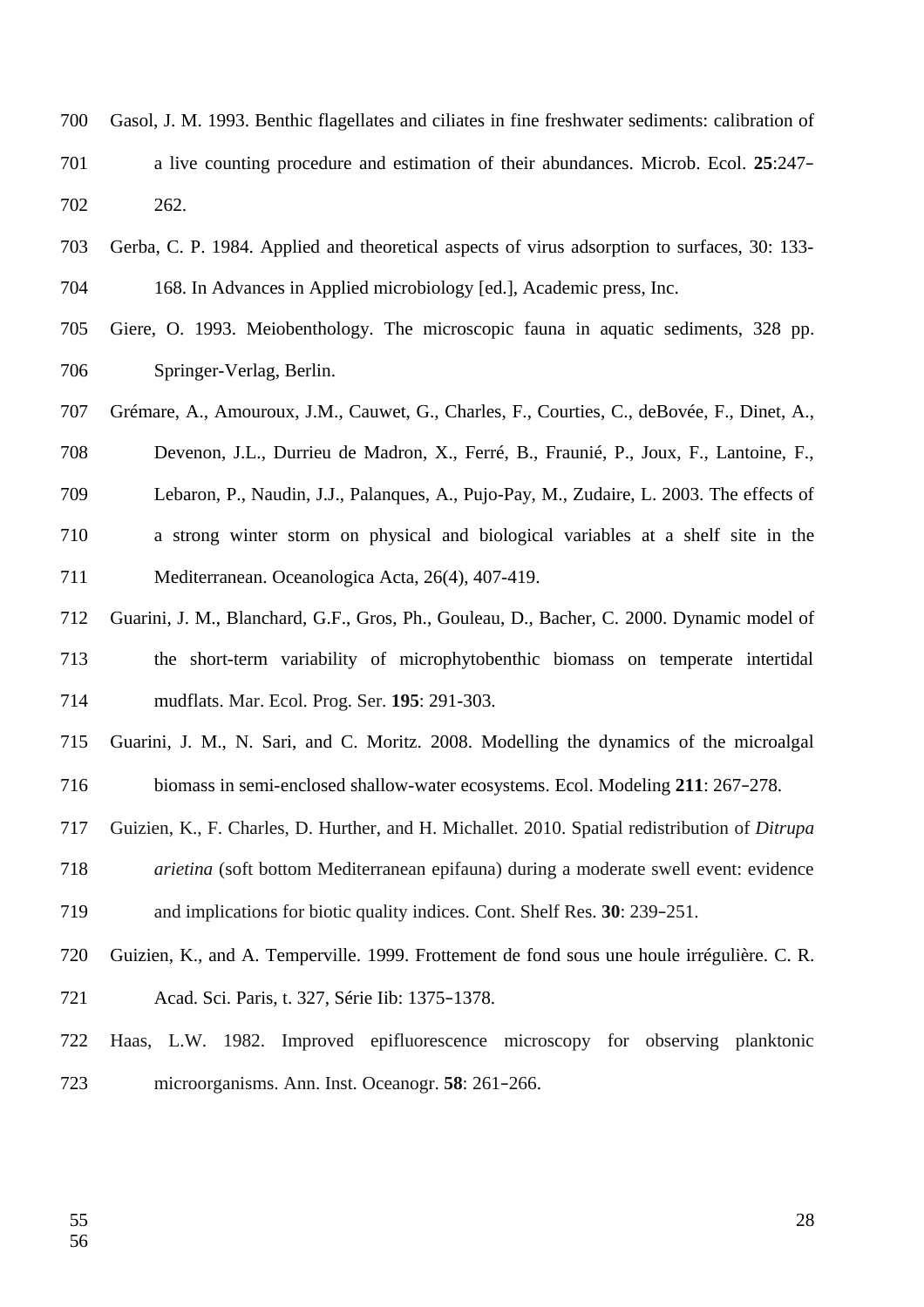Gasol, J. M. 1993. Benthic flagellates and ciliates in fine freshwater sediments: calibration of a live counting procedure and estimation of their abundances. Microb. Ecol. **25**:247–262.

Gerba, C. P. 1984. Applied and theoretical aspects of virus adsorption to surfaces, 30: 133-168. In Advances in Applied microbiology [ed.], Academic press, Inc.

Giere, O. 1993. Meiobenthology. The microscopic fauna in aquatic sediments, 328 pp. Springer-Verlag, Berlin.

Grémare, A., Amouroux, J.M., Cauwet, G., Charles, F., Courties, C., deBovée, F., Dinet, A., Devenon, J.L., Durrieu de Madron, X., Ferré, B., Fraunié, P., Joux, F., Lantoine, F., Lebaron, P., Naudin, J.J., Palanques, A., Pujo-Pay, M., Zudaire, L. 2003. The effects of a strong winter storm on physical and biological variables at a shelf site in the Mediterranean. Oceanologica Acta, 26(4), 407-419.

Guarini, J. M., Blanchard, G.F., Gros, Ph., Gouleau, D., Bacher, C. 2000. Dynamic model of the short-term variability of microphytobenthic biomass on temperate intertidal mudflats. Mar. Ecol. Prog. Ser. **195**: 291-303.

Guarini, J. M., N. Sari, and C. Moritz. 2008. Modelling the dynamics of the microalgal biomass in semi-enclosed shallow-water ecosystems. Ecol. Modeling **211**: 267–278.

Guizien, K., F. Charles, D. Hurther, and H. Michallet. 2010. Spatial redistribution of *Ditrupa arietina* (soft bottom Mediterranean epifauna) during a moderate swell event: evidence and implications for biotic quality indices. Cont. Shelf Res. **30**: 239–251.

Guizien, K., and A. Temperville. 1999. Frottement de fond sous une houle irrégulière. C. R. Acad. Sci. Paris, t. 327, Série Iib: 1375–1378.

Haas, L.W. 1982. Improved epifluorescence microscopy for observing planktonic microorganisms. Ann. Inst. Oceanogr. **58**: 261–266.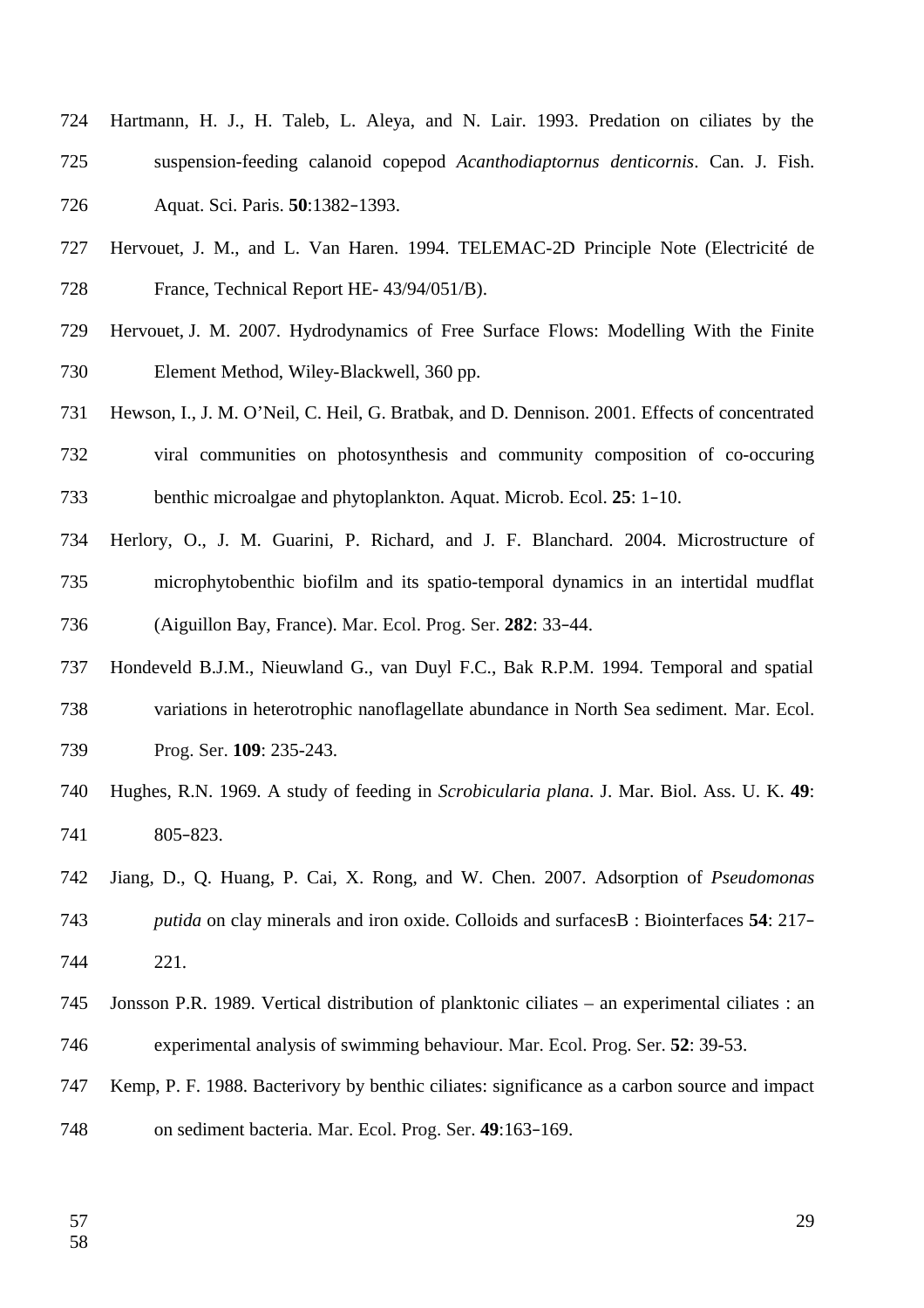Hartmann, H. J., H. Taleb, L. Aleya, and N. Lair. 1993. Predation on ciliates by the suspension-feeding calanoid copepod *Acanthodiaptornus denticornis*. Can. J. Fish. Aquat. Sci. Paris. **50**:1382–1393.

Hervouet, J. M., and L. Van Haren. 1994. TELEMAC-2D Principle Note (Electricité de France, Technical Report HE- 43/94/051/B).

Hervouet, J. M. 2007. Hydrodynamics of Free Surface Flows: Modelling With the Finite Element Method, Wiley-Blackwell, 360 pp.

Hewson, I., J. M. O'Neil, C. Heil, G. Bratbak, and D. Dennison. 2001. Effects of concentrated viral communities on photosynthesis and community composition of co-occuring benthic microalgae and phytoplankton. Aquat. Microb. Ecol. **25**: 1–10.

Herlory, O., J. M. Guarini, P. Richard, and J. F. Blanchard. 2004. Microstructure of microphytobenthic biofilm and its spatio-temporal dynamics in an intertidal mudflat (Aiguillon Bay, France). Mar. Ecol. Prog. Ser. **282**: 33–44.

Hondeveld B.J.M., Nieuwland G., van Duyl F.C., Bak R.P.M. 1994. Temporal and spatial variations in heterotrophic nanoflagellate abundance in North Sea sediment. Mar. Ecol. Prog. Ser. **109**: 235-243.

Hughes, R.N. 1969. A study of feeding in *Scrobicularia plana*. J. Mar. Biol. Ass. U. K. **49**: 805–823.

Jiang, D., Q. Huang, P. Cai, X. Rong, and W. Chen. 2007. Adsorption of *Pseudomonas putida* on clay minerals and iron oxide. Colloids and surfacesB : Biointerfaces **54**: 217–221.

Jonsson P.R. 1989. Vertical distribution of planktonic ciliates – an experimental ciliates : an experimental analysis of swimming behaviour. Mar. Ecol. Prog. Ser. **52**: 39-53.

Kemp, P. F. 1988. Bacterivory by benthic ciliates: significance as a carbon source and impact on sediment bacteria. Mar. Ecol. Prog. Ser. **49**:163–169.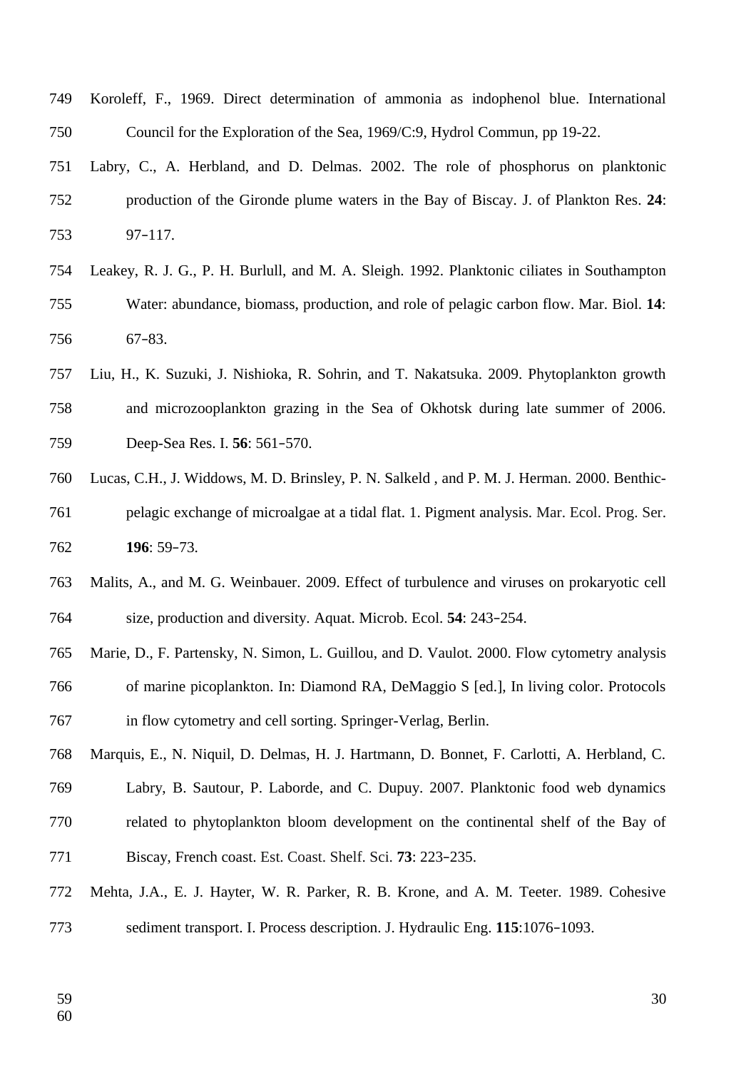Koroleff, F., 1969. Direct determination of ammonia as indophenol blue. International Council for the Exploration of the Sea, 1969/C:9, Hydrol Commun, pp 19-22.

Labry, C., A. Herbland, and D. Delmas. 2002. The role of phosphorus on planktonic production of the Gironde plume waters in the Bay of Biscay. J. of Plankton Res. **24**: 97–117.

Leakey, R. J. G., P. H. Burlull, and M. A. Sleigh. 1992. Planktonic ciliates in Southampton Water: abundance, biomass, production, and role of pelagic carbon flow. Mar. Biol. **14**: 67–83.

Liu, H., K. Suzuki, J. Nishioka, R. Sohrin, and T. Nakatsuka. 2009. Phytoplankton growth and microzooplankton grazing in the Sea of Okhotsk during late summer of 2006. Deep-Sea Res. I. **56**: 561–570.

Lucas, C.H., J. Widdows, M. D. Brinsley, P. N. Salkeld , and P. M. J. Herman. 2000. Benthic-pelagic exchange of microalgae at a tidal flat. 1. Pigment analysis. Mar. Ecol. Prog. Ser. **196**: 59–73.

Malits, A., and M. G. Weinbauer. 2009. Effect of turbulence and viruses on prokaryotic cell size, production and diversity. Aquat. Microb. Ecol. **54**: 243–254.

Marie, D., F. Partensky, N. Simon, L. Guillou, and D. Vaulot. 2000. Flow cytometry analysis of marine picoplankton. In: Diamond RA, DeMaggio S [ed.], In living color. Protocols in flow cytometry and cell sorting. Springer-Verlag, Berlin.

Marquis, E., N. Niquil, D. Delmas, H. J. Hartmann, D. Bonnet, F. Carlotti, A. Herbland, C. Labry, B. Sautour, P. Laborde, and C. Dupuy. 2007. Planktonic food web dynamics related to phytoplankton bloom development on the continental shelf of the Bay of Biscay, French coast. Est. Coast. Shelf. Sci. **73**: 223–235.

Mehta, J.A., E. J. Hayter, W. R. Parker, R. B. Krone, and A. M. Teeter. 1989. Cohesive sediment transport. I. Process description. J. Hydraulic Eng. **115**:1076–1093.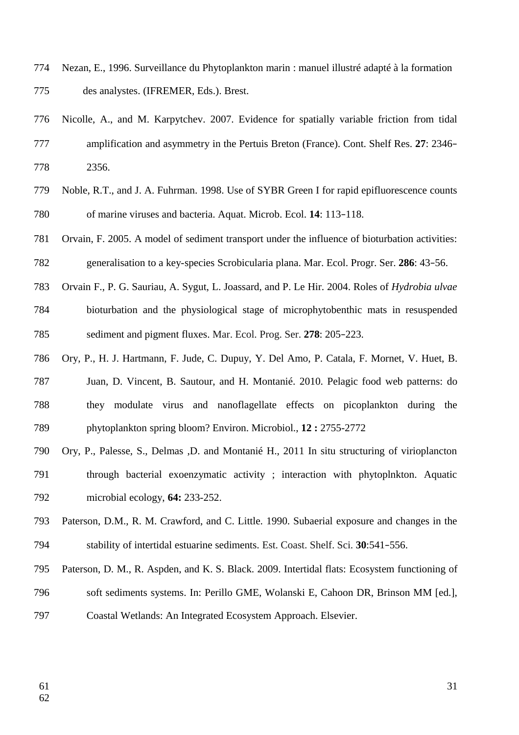Nezan, E., 1996. Surveillance du Phytoplankton marin : manuel illustré adapté à la formation des analystes. (IFREMER, Eds.). Brest.

Nicolle, A., and M. Karpytchev. 2007. Evidence for spatially variable friction from tidal amplification and asymmetry in the Pertuis Breton (France). Cont. Shelf Res. **27**: 2346–2356.

Noble, R.T., and J. A. Fuhrman. 1998. Use of SYBR Green I for rapid epifluorescence counts of marine viruses and bacteria. Aquat. Microb. Ecol. **14**: 113–118.

Orvain, F. 2005. A model of sediment transport under the influence of bioturbation activities: generalisation to a key-species Scrobicularia plana. Mar. Ecol. Progr. Ser. **286**: 43–56.

Orvain F., P. G. Sauriau, A. Sygut, L. Joassard, and P. Le Hir. 2004. Roles of *Hydrobia ulvae* bioturbation and the physiological stage of microphytobenthic mats in resuspended sediment and pigment fluxes. Mar. Ecol. Prog. Ser. **278**: 205–223.

Ory, P., H. J. Hartmann, F. Jude, C. Dupuy, Y. Del Amo, P. Catala, F. Mornet, V. Huet, B. Juan, D. Vincent, B. Sautour, and H. Montanié. 2010. Pelagic food web patterns: do they modulate virus and nanoflagellate effects on picoplankton during the phytoplankton spring bloom? Environ. Microbiol., **12 :** 2755-2772

Ory, P., Palesse, S., Delmas ,D. and Montanié H., 2011 In situ structuring of virioplancton through bacterial exoenzymatic activity ; interaction with phytoplnkton. Aquatic microbial ecology, **64:** 233-252.

Paterson, D.M., R. M. Crawford, and C. Little. 1990. Subaerial exposure and changes in the stability of intertidal estuarine sediments. Est. Coast. Shelf. Sci. **30**:541–556.

Paterson, D. M., R. Aspden, and K. S. Black. 2009. Intertidal flats: Ecosystem functioning of soft sediments systems. In: Perillo GME, Wolanski E, Cahoon DR, Brinson MM [ed.], Coastal Wetlands: An Integrated Ecosystem Approach. Elsevier.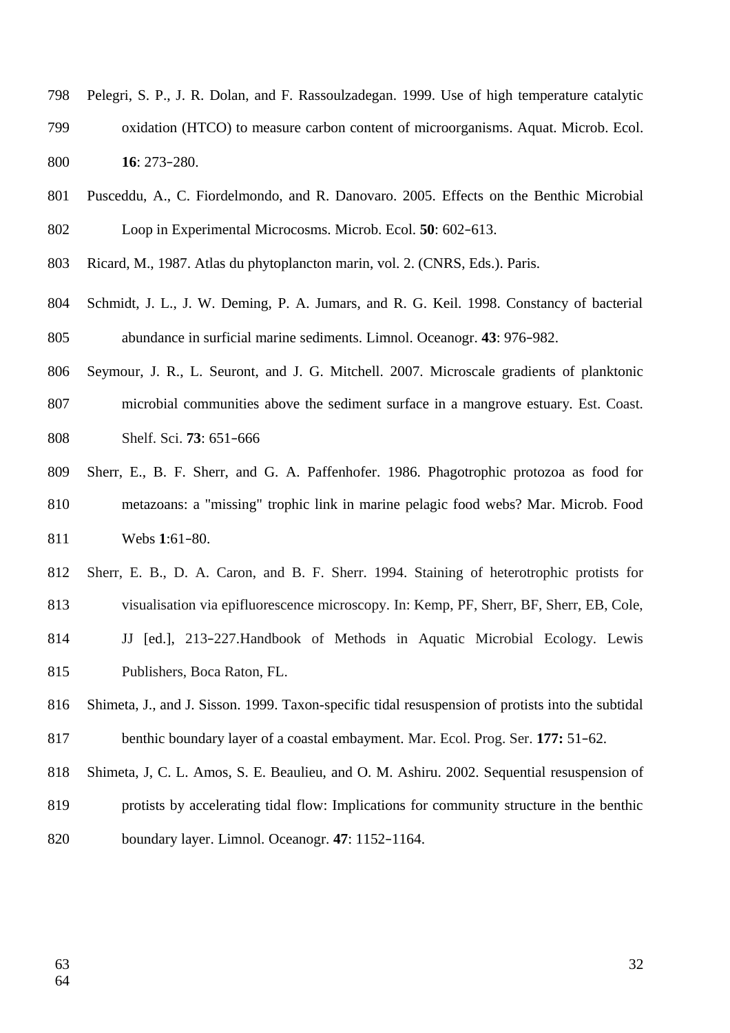Pelegri, S. P., J. R. Dolan, and F. Rassoulzadegan. 1999. Use of high temperature catalytic oxidation (HTCO) to measure carbon content of microorganisms. Aquat. Microb. Ecol. **16**: 273-280.

Pusceddu, A., C. Fiordelmondo, and R. Danovaro. 2005. Effects on the Benthic Microbial Loop in Experimental Microcosms. Microb. Ecol. **50**: 602-613.

Ricard, M., 1987. Atlas du phytoplancton marin, vol. 2. (CNRS, Eds.). Paris.

Schmidt, J. L., J. W. Deming, P. A. Jumars, and R. G. Keil. 1998. Constancy of bacterial abundance in surficial marine sediments. Limnol. Oceanogr. **43**: 976-982.

Seymour, J. R., L. Seuront, and J. G. Mitchell. 2007. Microscale gradients of planktonic microbial communities above the sediment surface in a mangrove estuary. Est. Coast. Shelf. Sci. **73**: 651-666

Sherr, E., B. F. Sherr, and G. A. Paffenhofer. 1986. Phagotrophic protozoa as food for metazoans: a "missing" trophic link in marine pelagic food webs? Mar. Microb. Food Webs **1**:61-80.

Sherr, E. B., D. A. Caron, and B. F. Sherr. 1994. Staining of heterotrophic protists for visualisation via epifluorescence microscopy. In: Kemp, PF, Sherr, BF, Sherr, EB, Cole, JJ [ed.], 213-227.Handbook of Methods in Aquatic Microbial Ecology. Lewis Publishers, Boca Raton, FL.

Shimeta, J., and J. Sisson. 1999. Taxon-specific tidal resuspension of protists into the subtidal benthic boundary layer of a coastal embayment. Mar. Ecol. Prog. Ser. **177:** 51-62.

Shimeta, J, C. L. Amos, S. E. Beaulieu, and O. M. Ashiru. 2002. Sequential resuspension of protists by accelerating tidal flow: Implications for community structure in the benthic boundary layer. Limnol. Oceanogr. **47**: 1152-1164.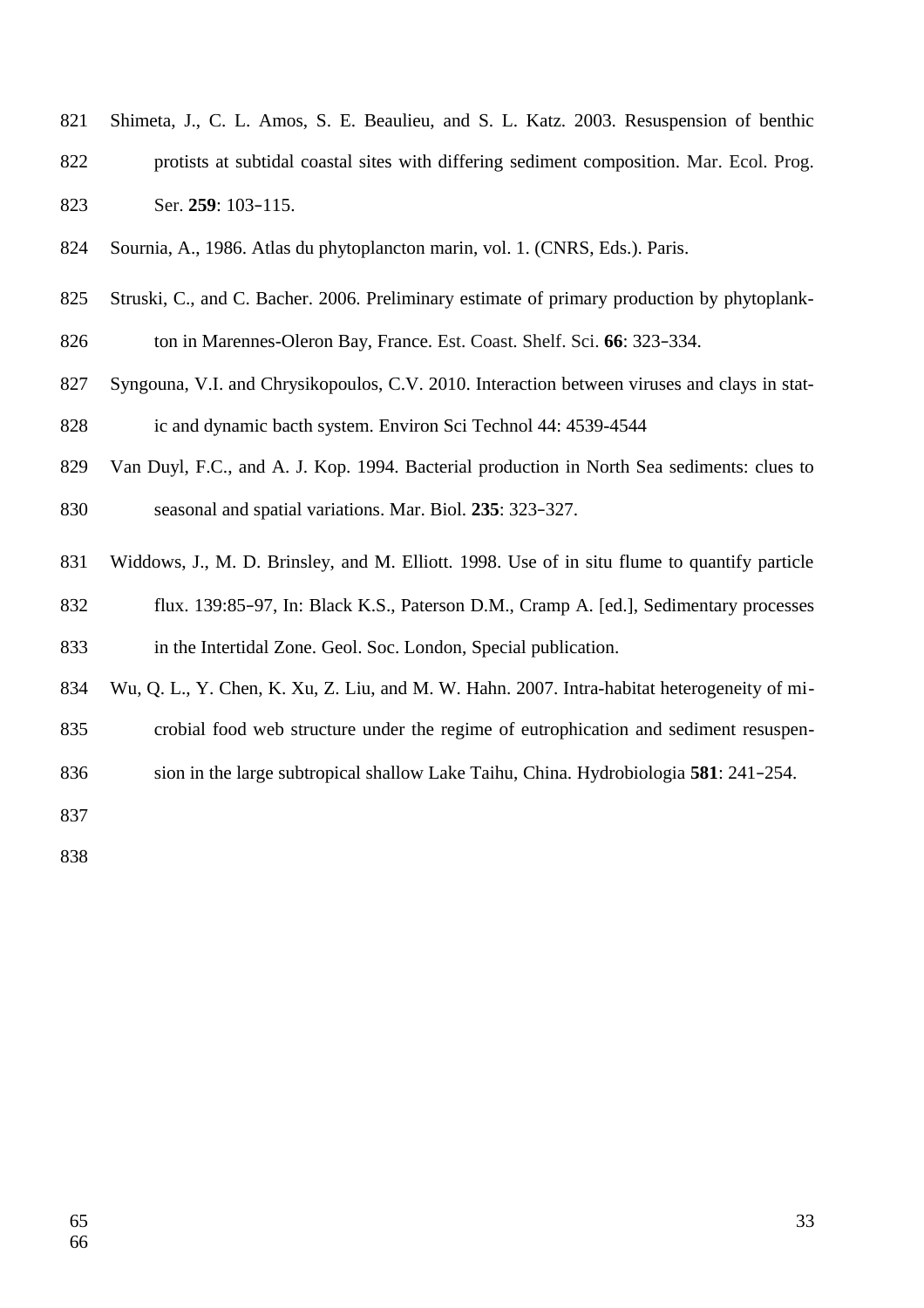Shimeta, J., C. L. Amos, S. E. Beaulieu, and S. L. Katz. 2003. Resuspension of benthic protists at subtidal coastal sites with differing sediment composition. Mar. Ecol. Prog. Ser. **259**: 103–115.

Sournia, A., 1986. Atlas du phytoplancton marin, vol. 1. (CNRS, Eds.). Paris.

Struski, C., and C. Bacher. 2006. Preliminary estimate of primary production by phytoplankton in Marennes-Oleron Bay, France. Est. Coast. Shelf. Sci. **66**: 323–334.

Syngouna, V.I. and Chrysikopoulos, C.V. 2010. Interaction between viruses and clays in static and dynamic bacth system. Environ Sci Technol 44: 4539-4544

Van Duyl, F.C., and A. J. Kop. 1994. Bacterial production in North Sea sediments: clues to seasonal and spatial variations. Mar. Biol. **235**: 323–327.

Widdows, J., M. D. Brinsley, and M. Elliott. 1998. Use of in situ flume to quantify particle flux. 139:85–97, In: Black K.S., Paterson D.M., Cramp A. [ed.], Sedimentary processes in the Intertidal Zone. Geol. Soc. London, Special publication.

Wu, Q. L., Y. Chen, K. Xu, Z. Liu, and M. W. Hahn. 2007. Intra-habitat heterogeneity of microbial food web structure under the regime of eutrophication and sediment resuspension in the large subtropical shallow Lake Taihu, China. Hydrobiologia **581**: 241–254.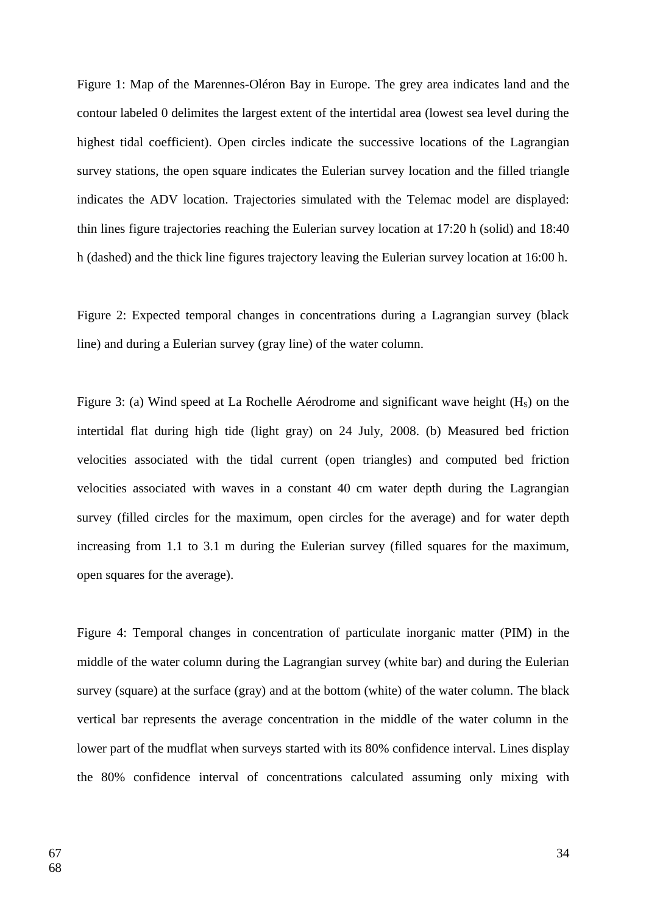Figure 1: Map of the Marennes-Oléron Bay in Europe. The grey area indicates land and the contour labeled 0 delimites the largest extent of the intertidal area (lowest sea level during the highest tidal coefficient). Open circles indicate the successive locations of the Lagrangian survey stations, the open square indicates the Eulerian survey location and the filled triangle indicates the ADV location. Trajectories simulated with the Telemac model are displayed: thin lines figure trajectories reaching the Eulerian survey location at 17:20 h (solid) and 18:40 h (dashed) and the thick line figures trajectory leaving the Eulerian survey location at 16:00 h.

Figure 2: Expected temporal changes in concentrations during a Lagrangian survey (black line) and during a Eulerian survey (gray line) of the water column.

Figure 3: (a) Wind speed at La Rochelle Aérodrome and significant wave height ($H_S$) on the intertidal flat during high tide (light gray) on 24 July, 2008. (b) Measured bed friction velocities associated with the tidal current (open triangles) and computed bed friction velocities associated with waves in a constant 40 cm water depth during the Lagrangian survey (filled circles for the maximum, open circles for the average) and for water depth increasing from 1.1 to 3.1 m during the Eulerian survey (filled squares for the maximum, open squares for the average).

Figure 4: Temporal changes in concentration of particulate inorganic matter (PIM) in the middle of the water column during the Lagrangian survey (white bar) and during the Eulerian survey (square) at the surface (gray) and at the bottom (white) of the water column. The black vertical bar represents the average concentration in the middle of the water column in the lower part of the mudflat when surveys started with its 80% confidence interval. Lines display the 80% confidence interval of concentrations calculated assuming only mixing with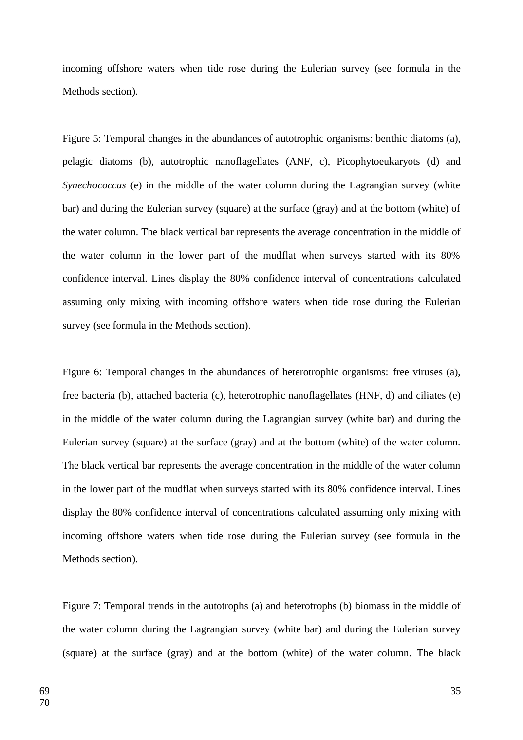incoming offshore waters when tide rose during the Eulerian survey (see formula in the Methods section).

Figure 5: Temporal changes in the abundances of autotrophic organisms: benthic diatoms (a), pelagic diatoms (b), autotrophic nanoflagellates (ANF, c), Picophytoeukaryots (d) and *Synechococcus* (e) in the middle of the water column during the Lagrangian survey (white bar) and during the Eulerian survey (square) at the surface (gray) and at the bottom (white) of the water column. The black vertical bar represents the average concentration in the middle of the water column in the lower part of the mudflat when surveys started with its 80% confidence interval. Lines display the 80% confidence interval of concentrations calculated assuming only mixing with incoming offshore waters when tide rose during the Eulerian survey (see formula in the Methods section).

Figure 6: Temporal changes in the abundances of heterotrophic organisms: free viruses (a), free bacteria (b), attached bacteria (c), heterotrophic nanoflagellates (HNF, d) and ciliates (e) in the middle of the water column during the Lagrangian survey (white bar) and during the Eulerian survey (square) at the surface (gray) and at the bottom (white) of the water column. The black vertical bar represents the average concentration in the middle of the water column in the lower part of the mudflat when surveys started with its 80% confidence interval. Lines display the 80% confidence interval of concentrations calculated assuming only mixing with incoming offshore waters when tide rose during the Eulerian survey (see formula in the Methods section).

Figure 7: Temporal trends in the autotrophs (a) and heterotrophs (b) biomass in the middle of the water column during the Lagrangian survey (white bar) and during the Eulerian survey (square) at the surface (gray) and at the bottom (white) of the water column. The black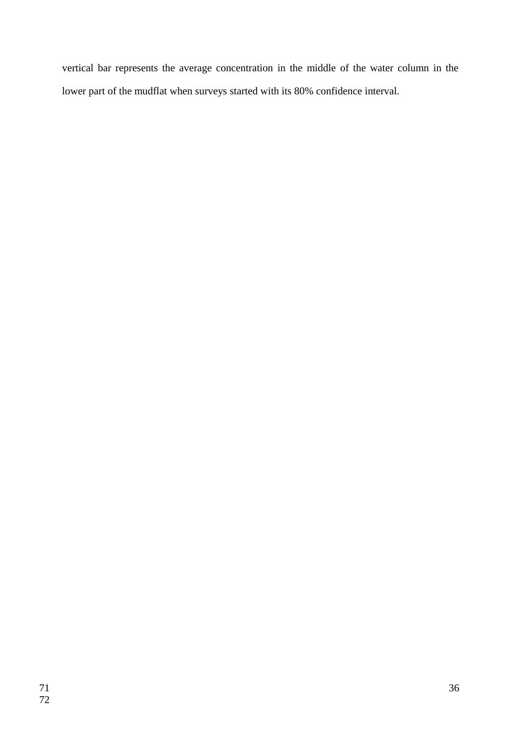vertical bar represents the average concentration in the middle of the water column in the lower part of the mudflat when surveys started with its 80% confidence interval.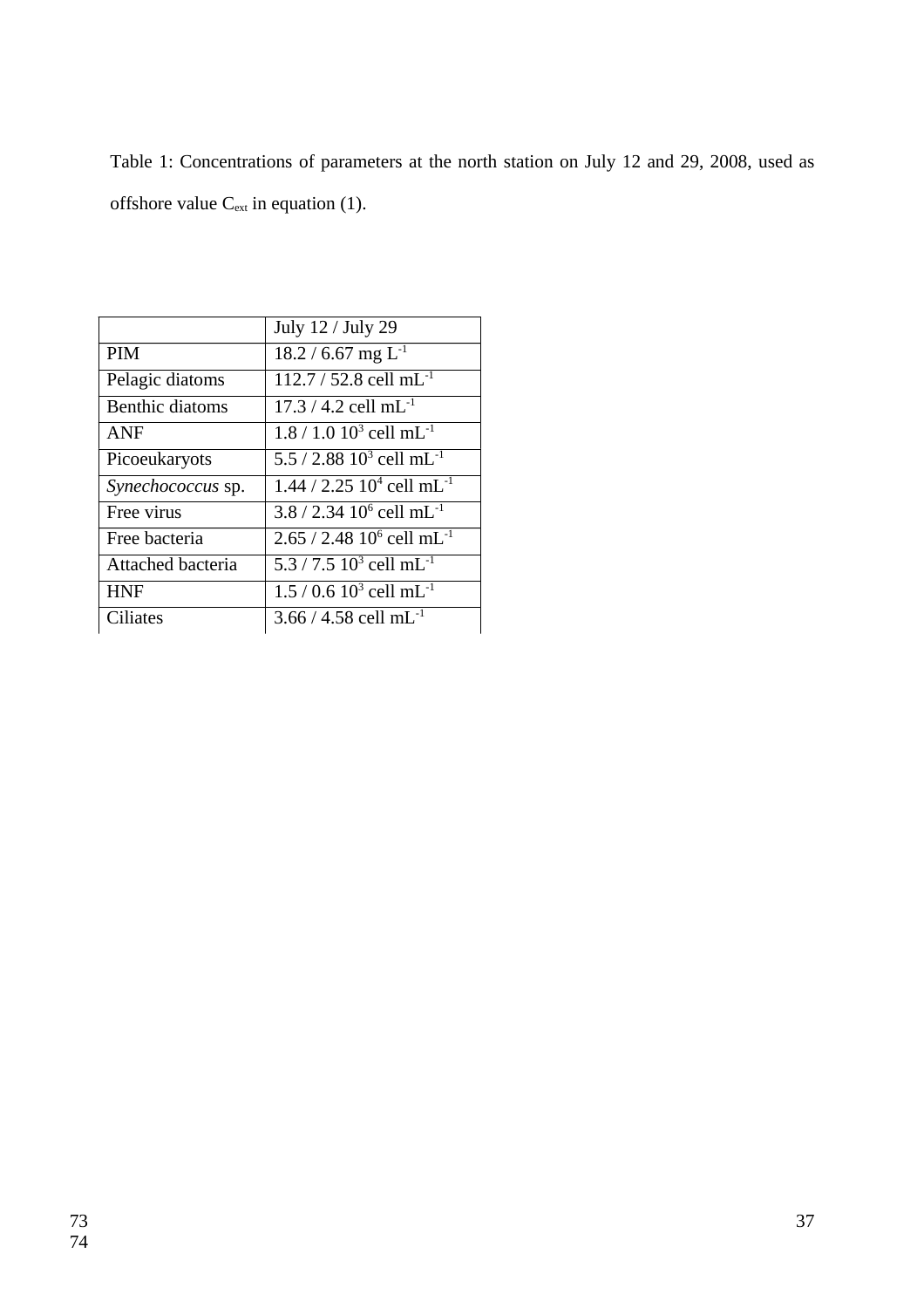Table 1: Concentrations of parameters at the north station on July 12 and 29, 2008, used as offshore value $C_{ext}$ in equation (1).

| | July 12 / July 29 |
|---|---|
| PIM | 18.2 / 6.67 mg $L^{-1}$ |
| Pelagic diatoms | 112.7 / 52.8 cell $mL^{-1}$ |
| Benthic diatoms | 17.3 / 4.2 cell $mL^{-1}$ |
| ANF | 1.8 / 1.0 $10^3$ cell $mL^{-1}$ |
| Picoeukaryots | 5.5 / 2.88 $10^3$ cell $mL^{-1}$ |
| *Synechococcus* sp. | 1.44 / 2.25 $10^4$ cell $mL^{-1}$ |
| Free virus | 3.8 / 2.34 $10^6$ cell $mL^{-1}$ |
| Free bacteria | 2.65 / 2.48 $10^6$ cell $mL^{-1}$ |
| Attached bacteria | 5.3 / 7.5 $10^3$ cell $mL^{-1}$ |
| HNF | 1.5 / 0.6 $10^3$ cell $mL^{-1}$ |
| Ciliates | 3.66 / 4.58 cell $mL^{-1}$ |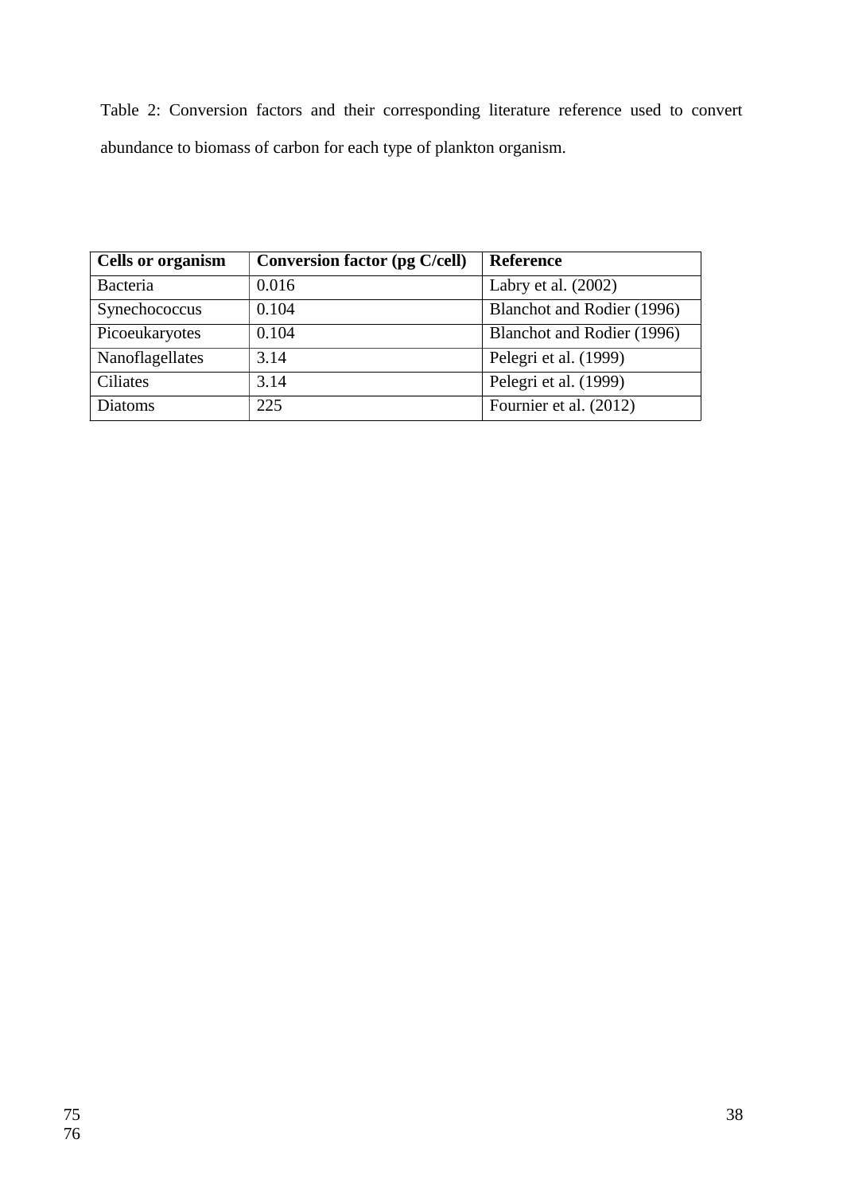Table 2: Conversion factors and their corresponding literature reference used to convert abundance to biomass of carbon for each type of plankton organism.

| **Cells or organism** | **Conversion factor (pg C/cell)** | **Reference** |
|---|---|---|
| Bacteria | 0.016 | Labry et al. (2002) |
| Synechococcus | 0.104 | Blanchot and Rodier (1996) |
| Picoeukaryotes | 0.104 | Blanchot and Rodier (1996) |
| Nanoflagellates | 3.14 | Pelegri et al. (1999) |
| Ciliates | 3.14 | Pelegri et al. (1999) |
| Diatoms | 225 | Fournier et al. (2012) |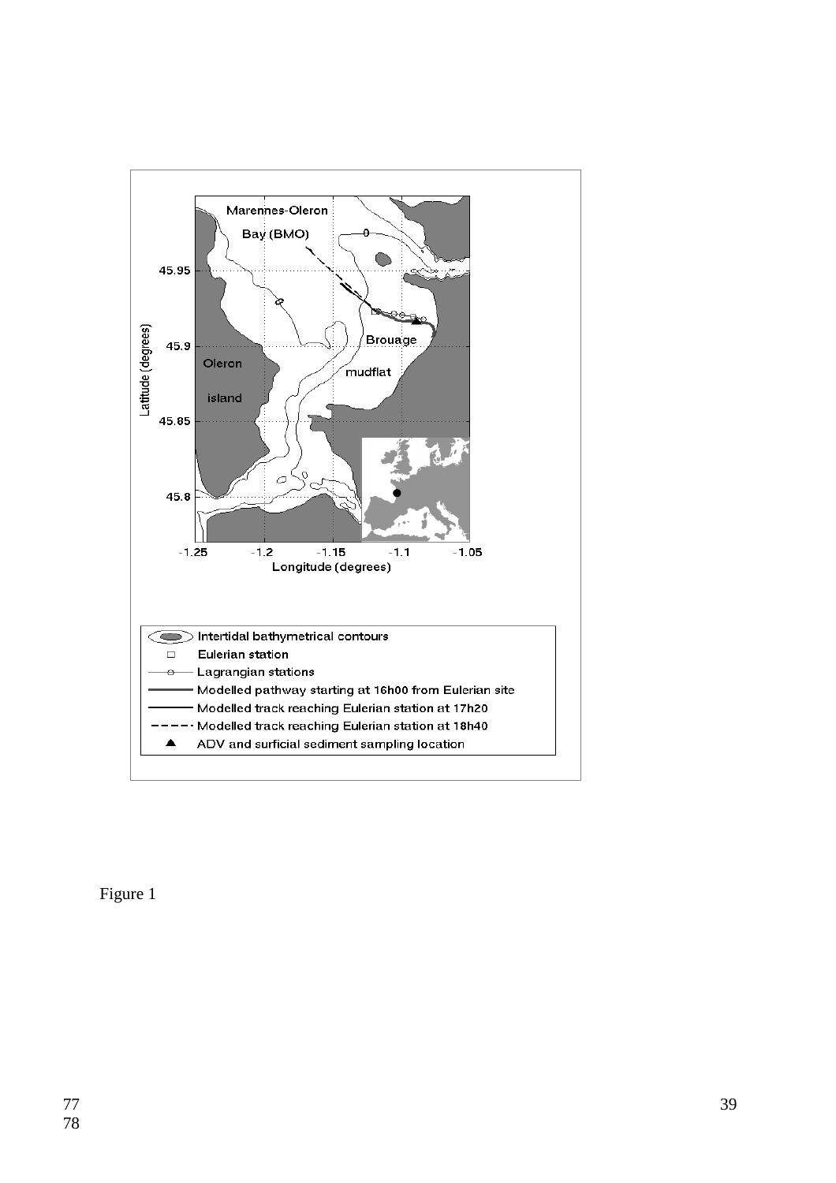Figure 1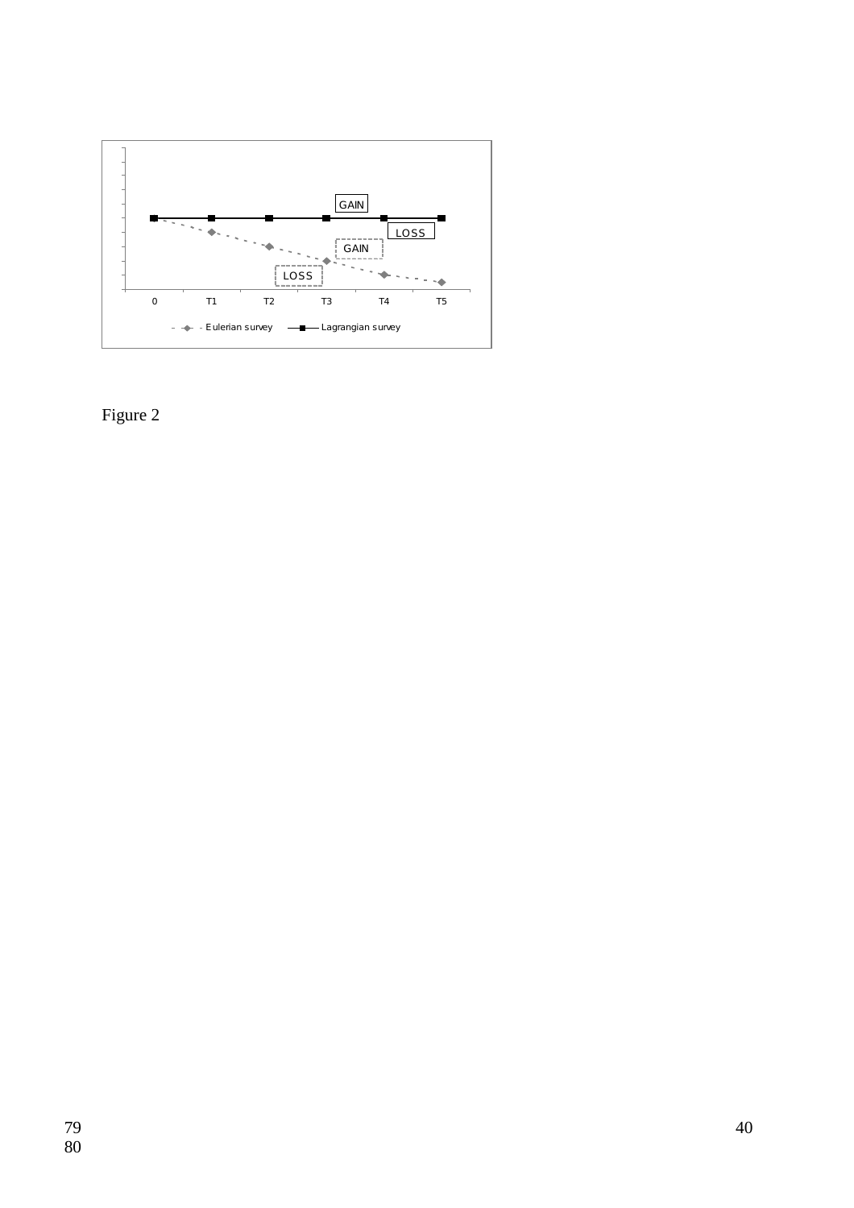Figure 2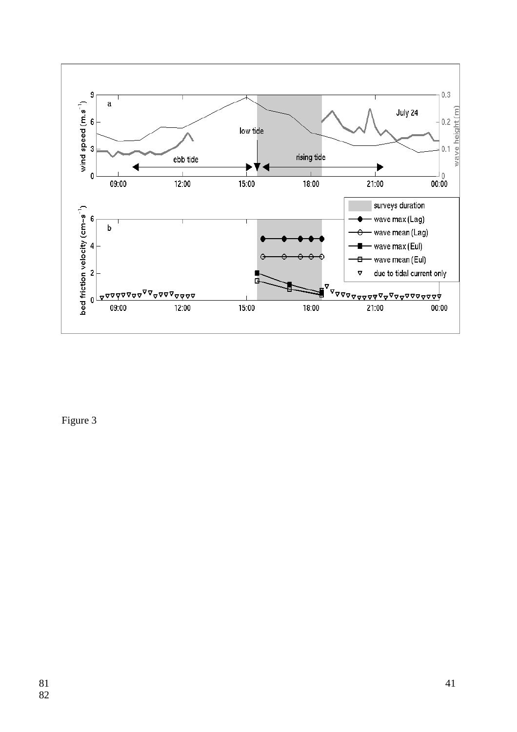Figure 3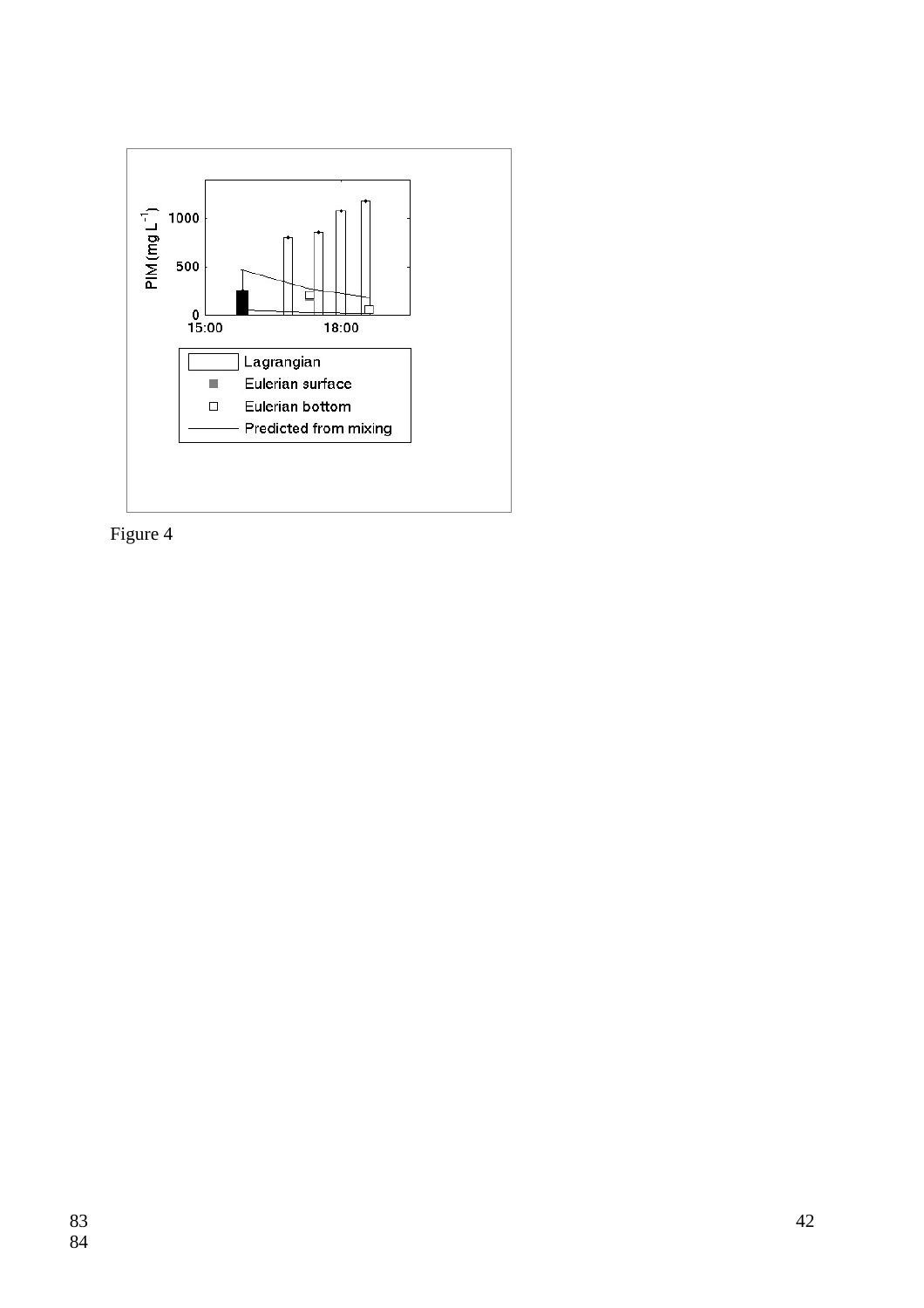Figure 4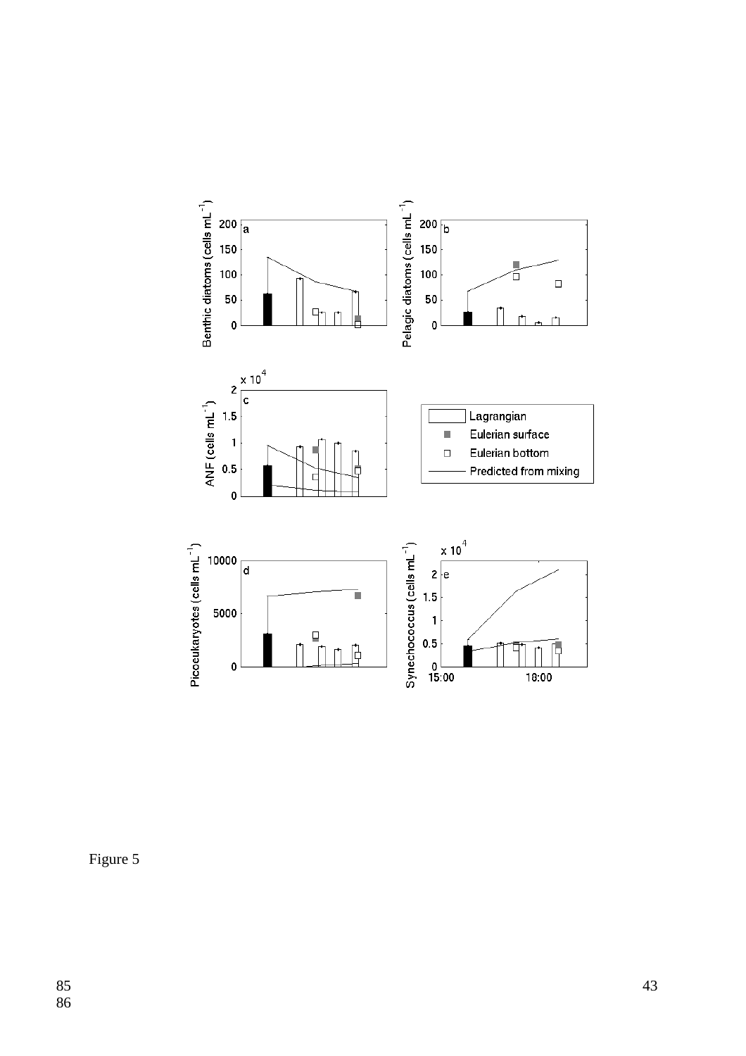Figure 5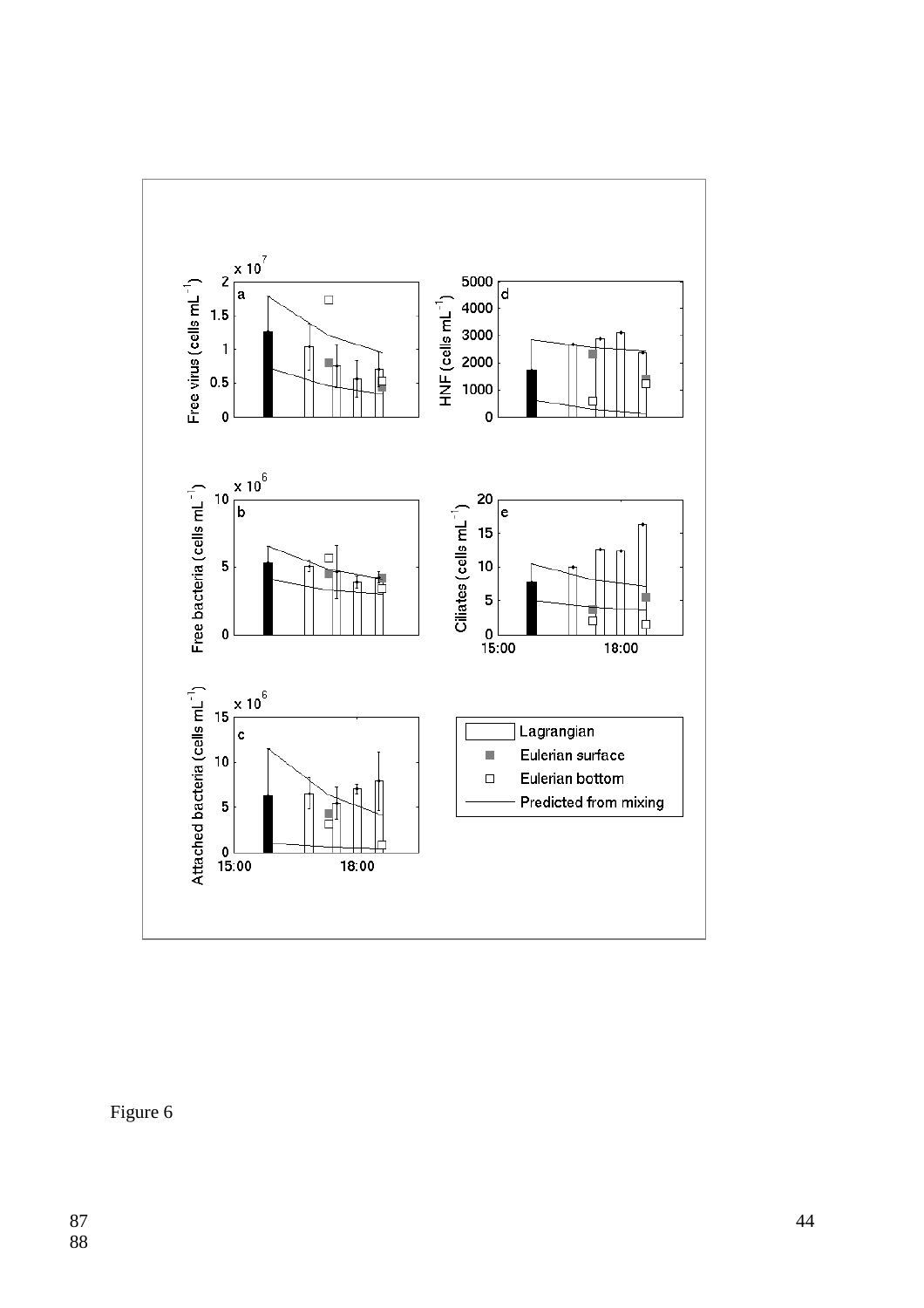Figure 6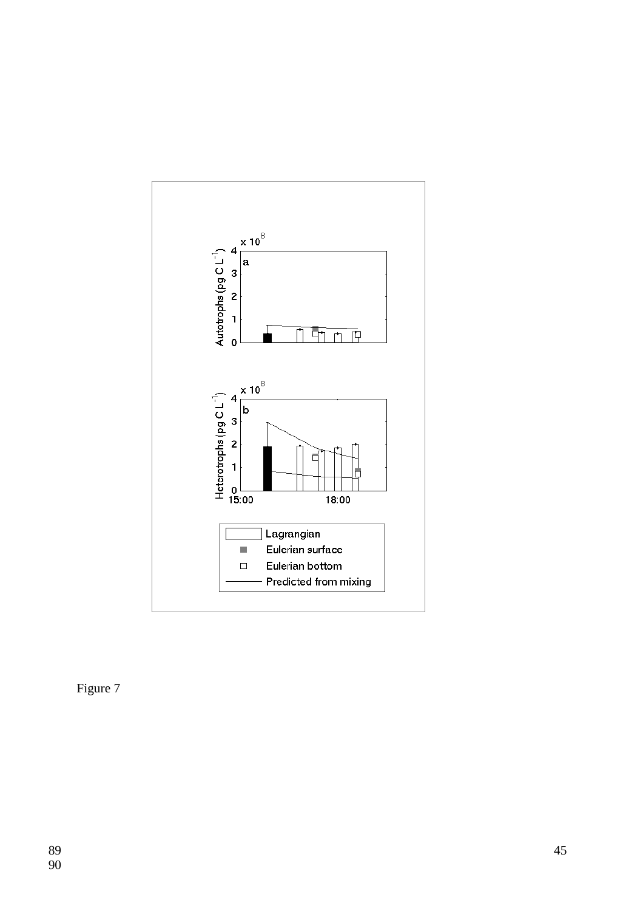x 10^8

4

a

3

2

1

0

Autotrophs (pg C L^-1)

x 10^8

4

b

3

2

1

0

Heterotrophs (pg C L^-1)

15:00

18:00

Lagrangian

Eulerian surface

Eulerian bottom

Predicted from mixing

Figure 7